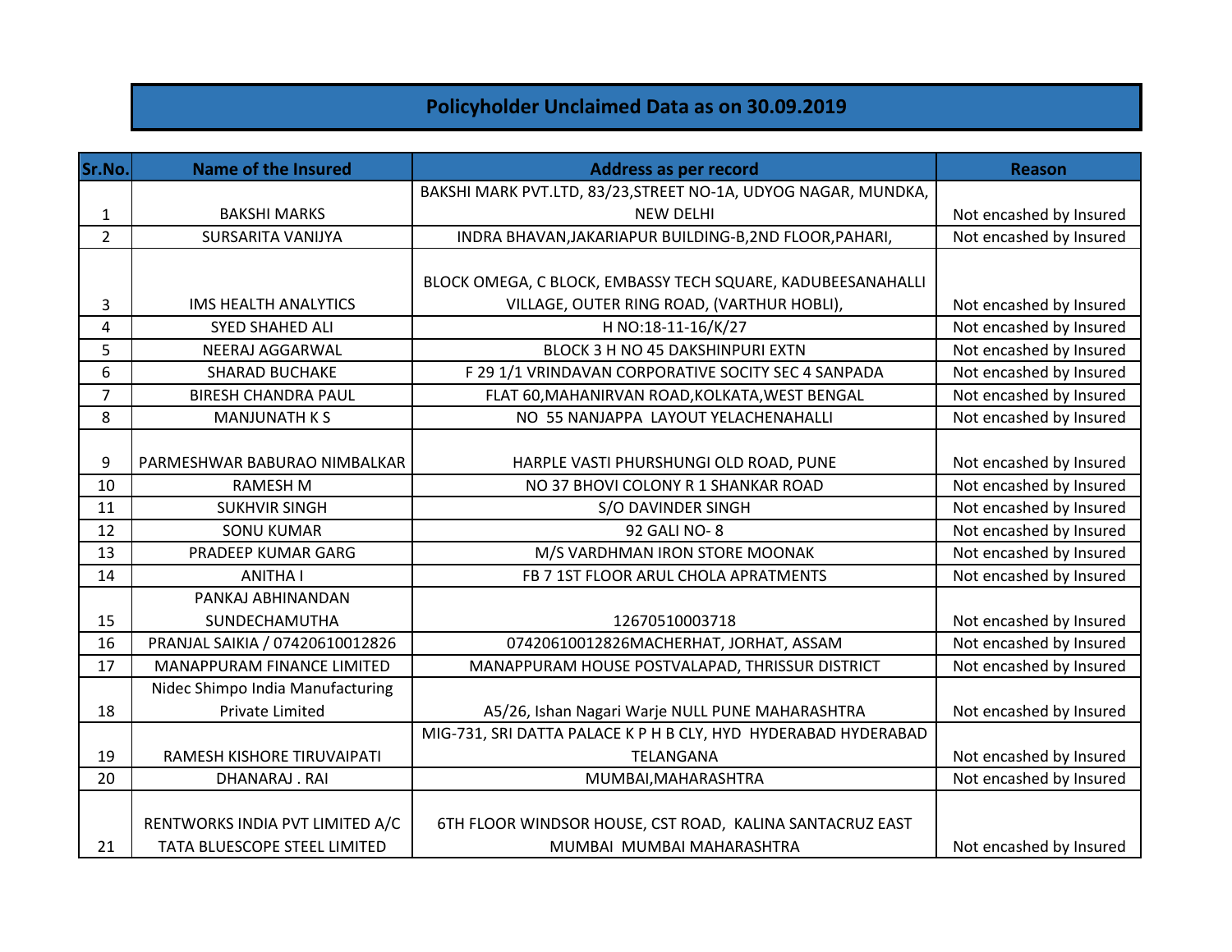# Policyholder Unclaimed Data as on 30.09.2019

| Sr.No. | Name of the Insured | Address as per record | Reason |
|---|---|---|---|
| 1 | BAKSHI MARKS | BAKSHI MARK PVT.LTD, 83/23,STREET NO-1A, UDYOG NAGAR, MUNDKA, NEW DELHI | Not encashed by Insured |
| 2 | SURSARITA VANIJYA | INDRA BHAVAN,JAKARIAPUR BUILDING-B,2ND FLOOR,PAHARI, | Not encashed by Insured |
| 3 | IMS HEALTH ANALYTICS | BLOCK OMEGA, C BLOCK, EMBASSY TECH SQUARE, KADUBEESANAHALLI VILLAGE, OUTER RING ROAD, (VARTHUR HOBLI), | Not encashed by Insured |
| 4 | SYED SHAHED ALI | H NO:18-11-16/K/27 | Not encashed by Insured |
| 5 | NEERAJ AGGARWAL | BLOCK 3 H NO 45 DAKSHINPURI EXTN | Not encashed by Insured |
| 6 | SHARAD BUCHAKE | F 29 1/1 VRINDAVAN CORPORATIVE SOCITY SEC 4 SANPADA | Not encashed by Insured |
| 7 | BIRESH CHANDRA PAUL | FLAT 60,MAHANIRVAN ROAD,KOLKATA,WEST BENGAL | Not encashed by Insured |
| 8 | MANJUNATH K S | NO 55 NANJAPPA LAYOUT YELACHENAHALLI | Not encashed by Insured |
| 9 | PARMESHWAR BABURAO NIMBALKAR | HARPLE VASTI PHURSHUNGI OLD ROAD, PUNE | Not encashed by Insured |
| 10 | RAMESH M | NO 37 BHOVI COLONY R 1 SHANKAR ROAD | Not encashed by Insured |
| 11 | SUKHVIR SINGH | S/O DAVINDER SINGH | Not encashed by Insured |
| 12 | SONU KUMAR | 92 GALI NO- 8 | Not encashed by Insured |
| 13 | PRADEEP KUMAR GARG | M/S VARDHMAN IRON STORE MOONAK | Not encashed by Insured |
| 14 | ANITHA I | FB 7 1ST FLOOR ARUL CHOLA APRATMENTS | Not encashed by Insured |
| 15 | PANKAJ ABHINANDAN SUNDECHAMUTHA | 12670510003718 | Not encashed by Insured |
| 16 | PRANJAL SAIKIA / 07420610012826 | 07420610012826MACHERHAT, JORHAT, ASSAM | Not encashed by Insured |
| 17 | MANAPPURAM FINANCE LIMITED | MANAPPURAM HOUSE POSTVALAPAD, THRISSUR DISTRICT | Not encashed by Insured |
| 18 | Nidec Shimpo India Manufacturing Private Limited | A5/26, Ishan Nagari Warje NULL PUNE MAHARASHTRA | Not encashed by Insured |
| 19 | RAMESH KISHORE TIRUVAIPATI | MIG-731, SRI DATTA PALACE K P H B CLY, HYD HYDERABAD HYDERABAD TELANGANA | Not encashed by Insured |
| 20 | DHANARAJ . RAI | MUMBAI,MAHARASHTRA | Not encashed by Insured |
| 21 | RENTWORKS INDIA PVT LIMITED A/C TATA BLUESCOPE STEEL LIMITED | 6TH FLOOR WINDSOR HOUSE, CST ROAD, KALINA SANTACRUZ EAST MUMBAI MUMBAI MAHARASHTRA | Not encashed by Insured |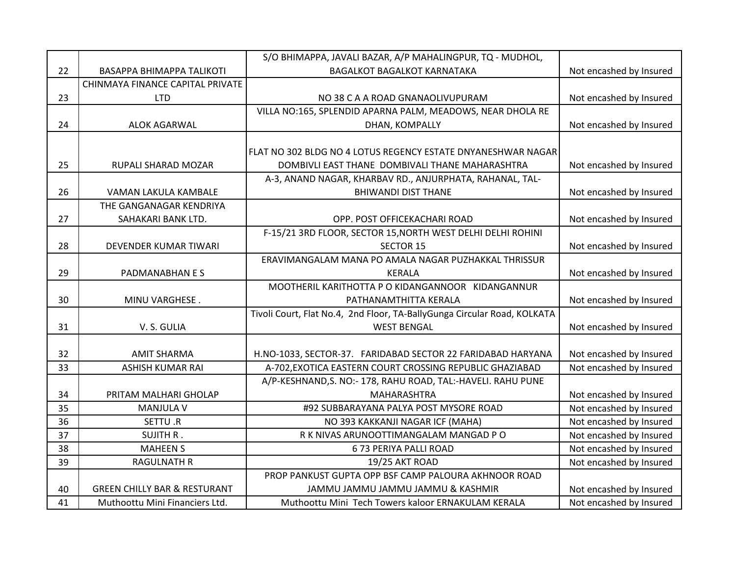| 22 | BASAPPA BHIMAPPA TALIKOTI | S/O BHIMAPPA, JAVALI BAZAR, A/P MAHALINGPUR, TQ - MUDHOL, BAGALKOT BAGALKOT KARNATAKA | Not encashed by Insured |
|---|---|---|---|
| 23 | CHINMAYA FINANCE CAPITAL PRIVATE LTD | NO 38 C A A ROAD GNANAOLIVUPURAM | Not encashed by Insured |
| 24 | ALOK AGARWAL | VILLA NO:165, SPLENDID APARNA PALM, MEADOWS, NEAR DHOLA RE DHAN, KOMPALLY | Not encashed by Insured |
| 25 | RUPALI SHARAD MOZAR | FLAT NO 302 BLDG NO 4 LOTUS REGENCY ESTATE DNYANESHWAR NAGAR DOMBIVLI EAST THANE DOMBIVALI THANE MAHARASHTRA | Not encashed by Insured |
| 26 | VAMAN LAKULA KAMBALE | A-3, ANAND NAGAR, KHARBAV RD., ANJURPHATA, RAHANAL, TAL-BHIWANDI DIST THANE | Not encashed by Insured |
| 27 | THE GANGANAGAR KENDRIYA SAHAKARI BANK LTD. | OPP. POST OFFICEKACHARI ROAD | Not encashed by Insured |
| 28 | DEVENDER KUMAR TIWARI | F-15/21 3RD FLOOR, SECTOR 15,NORTH WEST DELHI DELHI ROHINI SECTOR 15 | Not encashed by Insured |
| 29 | PADMANABHAN E S | ERAVIMANGALAM MANA PO AMALA NAGAR PUZHAKKAL THRISSUR KERALA | Not encashed by Insured |
| 30 | MINU VARGHESE . | MOOTHERIL KARITHOTTA P O KIDANGANNOOR KIDANGANNUR PATHANAMTHITTA KERALA | Not encashed by Insured |
| 31 | V. S. GULIA | Tivoli Court, Flat No.4, 2nd Floor, TA-BallyGunga Circular Road, KOLKATA WEST BENGAL | Not encashed by Insured |
| 32 | AMIT SHARMA | H.NO-1033, SECTOR-37. FARIDABAD SECTOR 22 FARIDABAD HARYANA | Not encashed by Insured |
| 33 | ASHISH KUMAR RAI | A-702,EXOTICA EASTERN COURT CROSSING REPUBLIC GHAZIABAD | Not encashed by Insured |
| 34 | PRITAM MALHARI GHOLAP | A/P-KESHNAND,S. NO:- 178, RAHU ROAD, TAL:-HAVELI. RAHU PUNE MAHARASHTRA | Not encashed by Insured |
| 35 | MANJULA V | #92 SUBBARAYANA PALYA POST MYSORE ROAD | Not encashed by Insured |
| 36 | SETTU .R | NO 393 KAKKANJI NAGAR ICF (MAHA) | Not encashed by Insured |
| 37 | SUJITH R . | R K NIVAS ARUNOOTTIMANGALAM MANGAD P O | Not encashed by Insured |
| 38 | MAHEEN S | 6 73 PERIYA PALLI ROAD | Not encashed by Insured |
| 39 | RAGULNATH R | 19/25 AKT ROAD | Not encashed by Insured |
| 40 | GREEN CHILLY BAR & RESTURANT | PROP PANKUST GUPTA OPP BSF CAMP PALOURA AKHNOOR ROAD JAMMU JAMMU JAMMU JAMMU & KASHMIR | Not encashed by Insured |
| 41 | Muthoottu Mini Financiers Ltd. | Muthoottu Mini Tech Towers kaloor ERNAKULAM KERALA | Not encashed by Insured |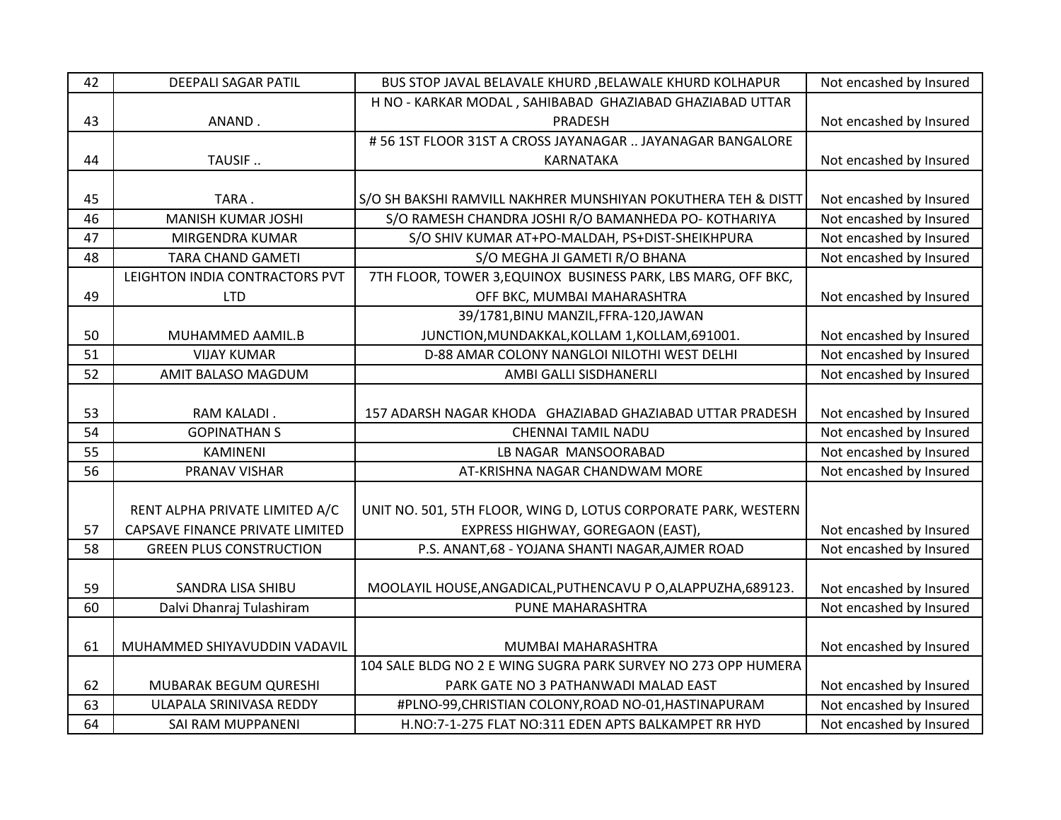| 42 | DEEPALI SAGAR PATIL | BUS STOP JAVAL BELAVALE KHURD ,BELAWALE KHURD KOLHAPUR | Not encashed by Insured |
|---|---|---|---|
| 43 | ANAND . | H NO - KARKAR MODAL , SAHIBABAD GHAZIABAD GHAZIABAD UTTAR PRADESH | Not encashed by Insured |
| 44 | TAUSIF .. | # 56 1ST FLOOR 31ST A CROSS JAYANAGAR .. JAYANAGAR BANGALORE KARNATAKA | Not encashed by Insured |
| 45 | TARA . | S/O SH BAKSHI RAMVILL NAKHRER MUNSHIYAN POKUTHERA TEH & DISTT | Not encashed by Insured |
| 46 | MANISH KUMAR JOSHI | S/O RAMESH CHANDRA JOSHI R/O BAMANHEDA PO- KOTHARIYA | Not encashed by Insured |
| 47 | MIRGENDRA KUMAR | S/O SHIV KUMAR AT+PO-MALDAH, PS+DIST-SHEIKHPURA | Not encashed by Insured |
| 48 | TARA CHAND GAMETI | S/O MEGHA JI GAMETI R/O BHANA | Not encashed by Insured |
| 49 | LEIGHTON INDIA CONTRACTORS PVT LTD | 7TH FLOOR, TOWER 3,EQUINOX BUSINESS PARK, LBS MARG, OFF BKC, OFF BKC, MUMBAI MAHARASHTRA | Not encashed by Insured |
| 50 | MUHAMMED AAMIL.B | 39/1781,BINU MANZIL,FFRA-120,JAWAN JUNCTION,MUNDAKKAL,KOLLAM 1,KOLLAM,691001. | Not encashed by Insured |
| 51 | VIJAY KUMAR | D-88 AMAR COLONY NANGLOI NILOTHI WEST DELHI | Not encashed by Insured |
| 52 | AMIT BALASO MAGDUM | AMBI GALLI SISDHANERLI | Not encashed by Insured |
| 53 | RAM KALADI . | 157 ADARSH NAGAR KHODA GHAZIABAD GHAZIABAD UTTAR PRADESH | Not encashed by Insured |
| 54 | GOPINATHAN S | CHENNAI TAMIL NADU | Not encashed by Insured |
| 55 | KAMINENI | LB NAGAR MANSOORABAD | Not encashed by Insured |
| 56 | PRANAV VISHAR | AT-KRISHNA NAGAR CHANDWAM MORE | Not encashed by Insured |
| 57 | RENT ALPHA PRIVATE LIMITED A/C CAPSAVE FINANCE PRIVATE LIMITED | UNIT NO. 501, 5TH FLOOR, WING D, LOTUS CORPORATE PARK, WESTERN EXPRESS HIGHWAY, GOREGAON (EAST), | Not encashed by Insured |
| 58 | GREEN PLUS CONSTRUCTION | P.S. ANANT,68 - YOJANA SHANTI NAGAR,AJMER ROAD | Not encashed by Insured |
| 59 | SANDRA LISA SHIBU | MOOLAYIL HOUSE,ANGADICAL,PUTHENCAVU P O,ALAPPUZHA,689123. | Not encashed by Insured |
| 60 | Dalvi Dhanraj Tulashiram | PUNE MAHARASHTRA | Not encashed by Insured |
| 61 | MUHAMMED SHIYAVUDDIN VADAVIL | MUMBAI MAHARASHTRA | Not encashed by Insured |
| 62 | MUBARAK BEGUM QURESHI | 104 SALE BLDG NO 2 E WING SUGRA PARK SURVEY NO 273 OPP HUMERA PARK GATE NO 3 PATHANWADI MALAD EAST | Not encashed by Insured |
| 63 | ULAPALA SRINIVASA REDDY | #PLNO-99,CHRISTIAN COLONY,ROAD NO-01,HASTINAPURAM | Not encashed by Insured |
| 64 | SAI RAM MUPPANENI | H.NO:7-1-275 FLAT NO:311 EDEN APTS BALKAMPET RR HYD | Not encashed by Insured |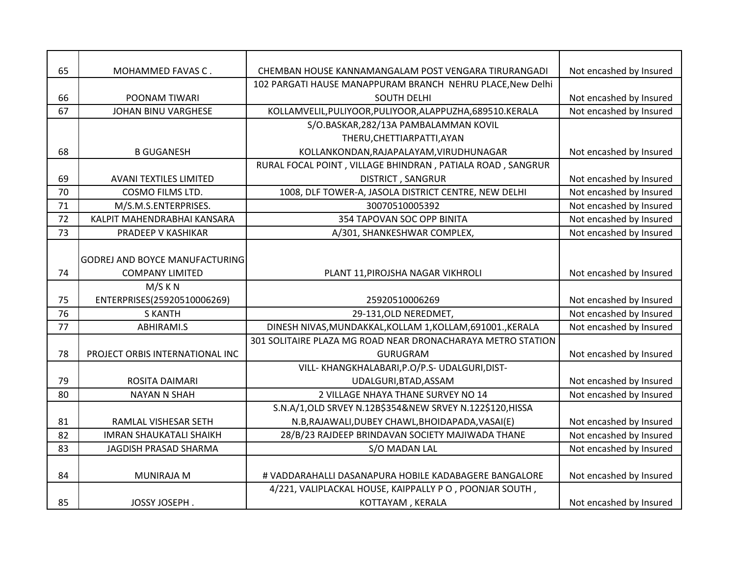| 65 | MOHAMMED FAVAS C . | CHEMBAN HOUSE KANNAMANGALAM POST VENGARA TIRURANGADI | Not encashed by Insured |
|---|---|---|---|
| 66 | POONAM TIWARI | 102 PARGATI HAUSE MANAPPURAM BRANCH NEHRU PLACE,New Delhi SOUTH DELHI | Not encashed by Insured |
| 67 | JOHAN BINU VARGHESE | KOLLAMVELIL,PULIYOOR,PULIYOOR,ALAPPUZHA,689510.KERALA | Not encashed by Insured |
| 68 | B GUGANESH | S/O.BASKAR,282/13A PAMBALAMMAN KOVIL THERU,CHETTIARPATTI,AYAN KOLLANKONDAN,RAJAPALAYAM,VIRUDHUNAGAR | Not encashed by Insured |
| 69 | AVANI TEXTILES LIMITED | RURAL FOCAL POINT , VILLAGE BHINDRAN , PATIALA ROAD , SANGRUR DISTRICT , SANGRUR | Not encashed by Insured |
| 70 | COSMO FILMS LTD. | 1008, DLF TOWER-A, JASOLA DISTRICT CENTRE, NEW DELHI | Not encashed by Insured |
| 71 | M/S.M.S.ENTERPRISES. | 30070510005392 | Not encashed by Insured |
| 72 | KALPIT MAHENDRABHAI KANSARA | 354 TAPOVAN SOC OPP BINITA | Not encashed by Insured |
| 73 | PRADEEP V KASHIKAR | A/301, SHANKESHWAR COMPLEX, | Not encashed by Insured |
| 74 | GODREJ AND BOYCE MANUFACTURING COMPANY LIMITED | PLANT 11,PIROJSHA NAGAR VIKHROLI | Not encashed by Insured |
| 75 | M/S K N ENTERPRISES(25920510006269) | 25920510006269 | Not encashed by Insured |
| 76 | S KANTH | 29-131,OLD NEREDMET, | Not encashed by Insured |
| 77 | ABHIRAMI.S | DINESH NIVAS,MUNDAKKAL,KOLLAM 1,KOLLAM,691001.,KERALA | Not encashed by Insured |
| 78 | PROJECT ORBIS INTERNATIONAL INC | 301 SOLITAIRE PLAZA MG ROAD NEAR DRONACHARAYA METRO STATION GURUGRAM | Not encashed by Insured |
| 79 | ROSITA DAIMARI | VILL- KHANGKHALABARI,P.O/P.S- UDALGURI,DIST-UDALGURI,BTAD,ASSAM | Not encashed by Insured |
| 80 | NAYAN N SHAH | 2 VILLAGE NHAYA THANE SURVEY NO 14 | Not encashed by Insured |
| 81 | RAMLAL VISHESAR SETH | S.N.A/1,OLD SRVEY N.12B$354&NEW SRVEY N.122$120,HISSA N.B,RAJAWALI,DUBEY CHAWL,BHOIDAPADA,VASAI(E) | Not encashed by Insured |
| 82 | IMRAN SHAUKATALI SHAIKH | 28/B/23 RAJDEEP BRINDAVAN SOCIETY MAJIWADA THANE | Not encashed by Insured |
| 83 | JAGDISH PRASAD SHARMA | S/O MADAN LAL | Not encashed by Insured |
| 84 | MUNIRAJA M | # VADDARAHALLI DASANAPURA HOBILE KADABAGERE BANGALORE | Not encashed by Insured |
| 85 | JOSSY JOSEPH . | 4/221, VALIPLACKAL HOUSE, KAIPPALLY P O , POONJAR SOUTH , KOTTAYAM , KERALA | Not encashed by Insured |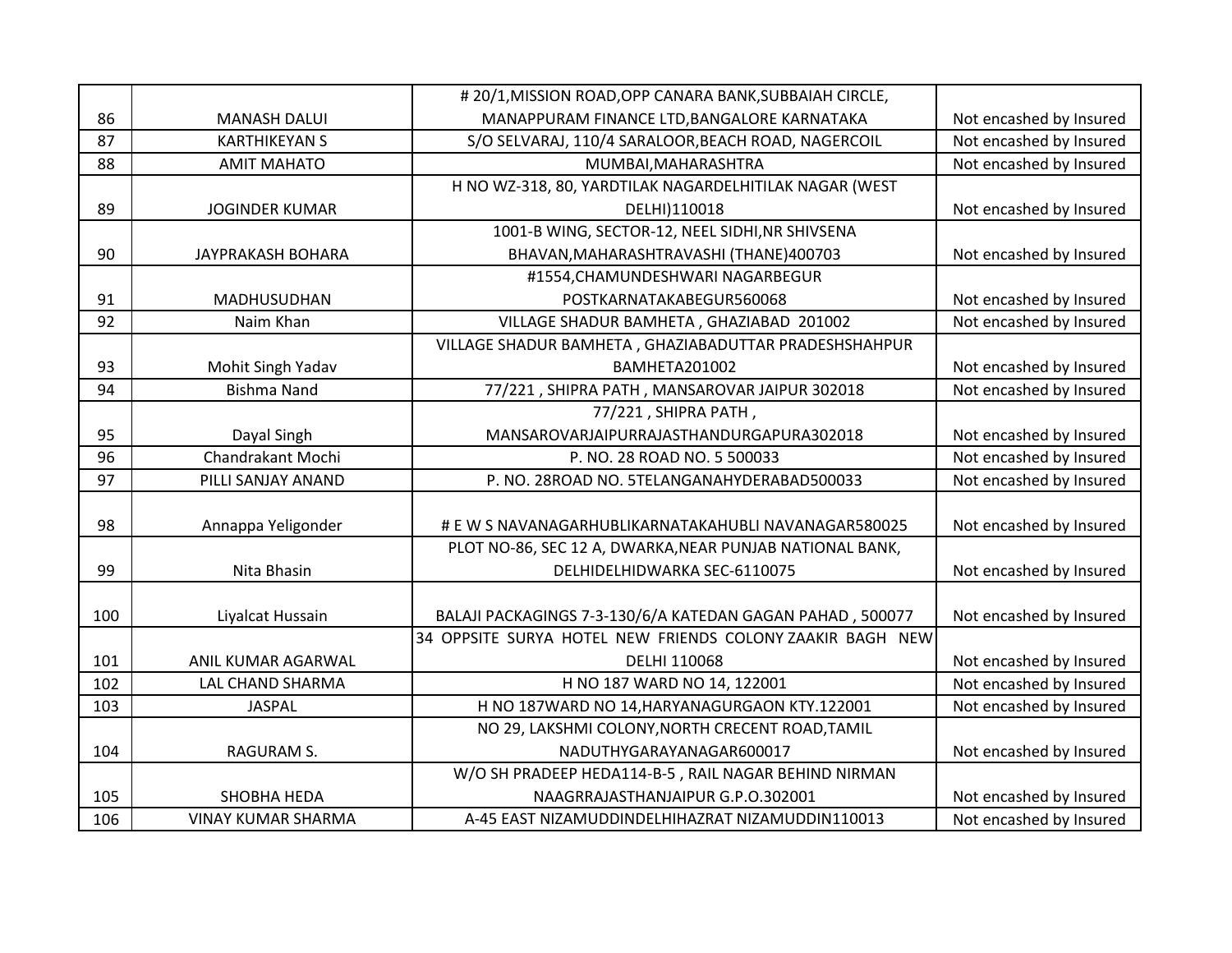| 86 | MANASH DALUI | # 20/1,MISSION ROAD,OPP CANARA BANK,SUBBAIAH CIRCLE, MANAPPURAM FINANCE LTD,BANGALORE KARNATAKA | Not encashed by Insured |
|---|---|---|---|
| 87 | KARTHIKEYAN S | S/O SELVARAJ, 110/4 SARALOOR,BEACH ROAD, NAGERCOIL | Not encashed by Insured |
| 88 | AMIT MAHATO | MUMBAI,MAHARASHTRA | Not encashed by Insured |
| 89 | JOGINDER KUMAR | H NO WZ-318, 80, YARDTILAK NAGARDELHITILAK NAGAR (WEST DELHI)110018 | Not encashed by Insured |
| 90 | JAYPRAKASH BOHARA | 1001-B WING, SECTOR-12, NEEL SIDHI,NR SHIVSENA BHAVAN,MAHARASHTRAVASHI (THANE)400703 | Not encashed by Insured |
| 91 | MADHUSUDHAN | #1554,CHAMUNDESHWARI NAGARBEGUR POSTKARNATAKABEGUR560068 | Not encashed by Insured |
| 92 | Naim Khan | VILLAGE SHADUR BAMHETA , GHAZIABAD 201002 | Not encashed by Insured |
| 93 | Mohit Singh Yadav | VILLAGE SHADUR BAMHETA , GHAZIABADUTTAR PRADESHSHAHPUR BAMHETA201002 | Not encashed by Insured |
| 94 | Bishma Nand | 77/221 , SHIPRA PATH , MANSAROVAR JAIPUR 302018 | Not encashed by Insured |
| 95 | Dayal Singh | 77/221 , SHIPRA PATH , MANSAROVARJAIPURRAJASTHANDURGAPURA302018 | Not encashed by Insured |
| 96 | Chandrakant Mochi | P. NO. 28 ROAD NO. 5 500033 | Not encashed by Insured |
| 97 | PILLI SANJAY ANAND | P. NO. 28ROAD NO. 5TELANGANAHYDERABAD500033 | Not encashed by Insured |
| 98 | Annappa Yeligonder | # E W S NAVANAGARHUBLIKARNATAKAHUBLI NAVANAGAR580025 | Not encashed by Insured |
| 99 | Nita Bhasin | PLOT NO-86, SEC 12 A, DWARKA,NEAR PUNJAB NATIONAL BANK, DELHIDELHIDWARKA SEC-6110075 | Not encashed by Insured |
| 100 | Liyalcat Hussain | BALAJI PACKAGINGS 7-3-130/6/A KATEDAN GAGAN PAHAD , 500077 | Not encashed by Insured |
| 101 | ANIL KUMAR AGARWAL | 34 OPPSITE SURYA HOTEL NEW FRIENDS COLONY ZAAKIR BAGH NEW DELHI 110068 | Not encashed by Insured |
| 102 | LAL CHAND SHARMA | H NO 187 WARD NO 14, 122001 | Not encashed by Insured |
| 103 | JASPAL | H NO 187WARD NO 14,HARYANAGURGAON KTY.122001 | Not encashed by Insured |
| 104 | RAGURAM S. | NO 29, LAKSHMI COLONY,NORTH CRECENT ROAD,TAMIL NADUTHYGARAYANAGAR600017 | Not encashed by Insured |
| 105 | SHOBHA HEDA | W/O SH PRADEEP HEDA114-B-5 , RAIL NAGAR BEHIND NIRMAN NAAGRRAJASTHANJAIPUR G.P.O.302001 | Not encashed by Insured |
| 106 | VINAY KUMAR SHARMA | A-45 EAST NIZAMUDDINDELHIHAZRAT NIZAMUDDIN110013 | Not encashed by Insured |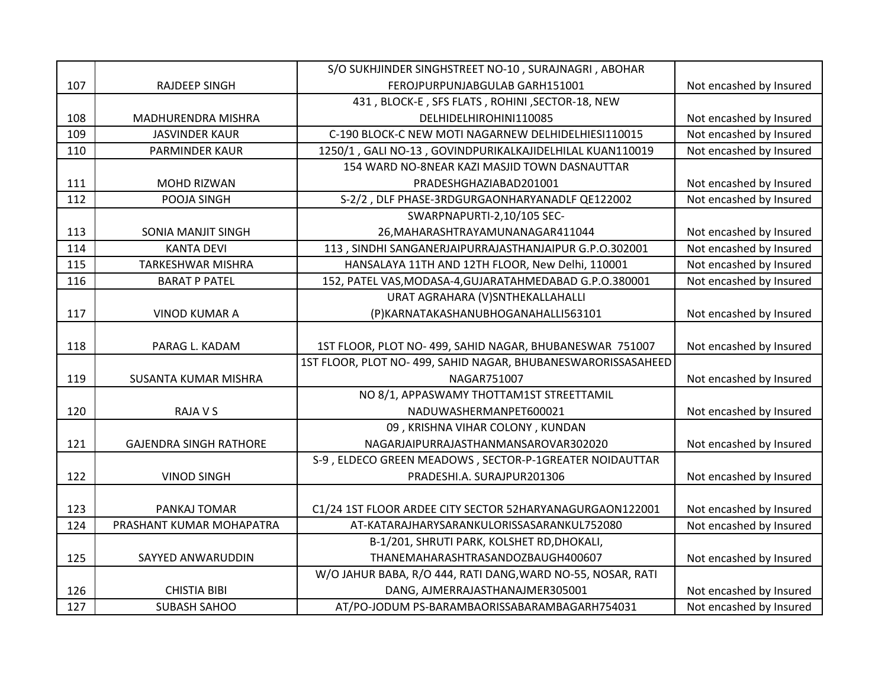| 107 | RAJDEEP SINGH | S/O SUKHJINDER SINGHSTREET NO-10 , SURAJNAGRI , ABOHAR FEROJPURPUNJABGULAB GARH151001 | Not encashed by Insured |
|---|---|---|---|
| 108 | MADHURENDRA MISHRA | 431 , BLOCK-E , SFS FLATS , ROHINI ,SECTOR-18, NEW DELHIDELHIROHINI110085 | Not encashed by Insured |
| 109 | JASVINDER KAUR | C-190 BLOCK-C NEW MOTI NAGARNEW DELHIDELHIESI110015 | Not encashed by Insured |
| 110 | PARMINDER KAUR | 1250/1 , GALI NO-13 , GOVINDPURIKALKAJIDELHILAL KUAN110019 | Not encashed by Insured |
| 111 | MOHD RIZWAN | 154 WARD NO-8NEAR KAZI MASJID TOWN DASNAUTTAR PRADESHGHAZIABAD201001 | Not encashed by Insured |
| 112 | POOJA SINGH | S-2/2 , DLF PHASE-3RDGURGAONHARYANADLF QE122002 | Not encashed by Insured |
| 113 | SONIA MANJIT SINGH | SWARPNAPURTI-2,10/105 SEC-26,MAHARASHTRAYAMUNANAGAR411044 | Not encashed by Insured |
| 114 | KANTA DEVI | 113 , SINDHI SANGANERJAIPURRAJASTHANJAIPUR G.P.O.302001 | Not encashed by Insured |
| 115 | TARKESHWAR MISHRA | HANSALAYA 11TH AND 12TH FLOOR, New Delhi, 110001 | Not encashed by Insured |
| 116 | BARAT P PATEL | 152, PATEL VAS,MODASA-4,GUJARATAHMEDABAD G.P.O.380001 | Not encashed by Insured |
| 117 | VINOD KUMAR A | URAT AGRAHARA (V)SNTHEKALLAHALLI (P)KARNATAKASHANUBHOGANAHALLI563101 | Not encashed by Insured |
| 118 | PARAG L. KADAM | 1ST FLOOR, PLOT NO- 499, SAHID NAGAR, BHUBANESWAR 751007 | Not encashed by Insured |
| 119 | SUSANTA KUMAR MISHRA | 1ST FLOOR, PLOT NO- 499, SAHID NAGAR, BHUBANESWARORISSASAHEED NAGAR751007 | Not encashed by Insured |
| 120 | RAJA V S | NO 8/1, APPASWAMY THOTTAM1ST STREETTAMIL NADUWASHERMANPET600021 | Not encashed by Insured |
| 121 | GAJENDRA SINGH RATHORE | 09 , KRISHNA VIHAR COLONY , KUNDAN NAGARJAIPURRAJASTHANMANSAROVAR302020 | Not encashed by Insured |
| 122 | VINOD SINGH | S-9 , ELDECO GREEN MEADOWS , SECTOR-P-1GREATER NOIDAUTTAR PRADESHI.A. SURAJPUR201306 | Not encashed by Insured |
| 123 | PANKAJ TOMAR | C1/24 1ST FLOOR ARDEE CITY SECTOR 52HARYANAGURGAON122001 | Not encashed by Insured |
| 124 | PRASHANT KUMAR MOHAPATRA | AT-KATARAJHARYSARANKULORISSASARANKUL752080 | Not encashed by Insured |
| 125 | SAYYED ANWARUDDIN | B-1/201, SHRUTI PARK, KOLSHET RD,DHOKALI, THANEMAHARASHTRASANDOZBAUGH400607 | Not encashed by Insured |
| 126 | CHISTIA BIBI | W/O JAHUR BABA, R/O 444, RATI DANG,WARD NO-55, NOSAR, RATI DANG, AJMERRAJASTHANAJMER305001 | Not encashed by Insured |
| 127 | SUBASH SAHOO | AT/PO-JODUM PS-BARAMBAORISSABARAMBAGARH754031 | Not encashed by Insured |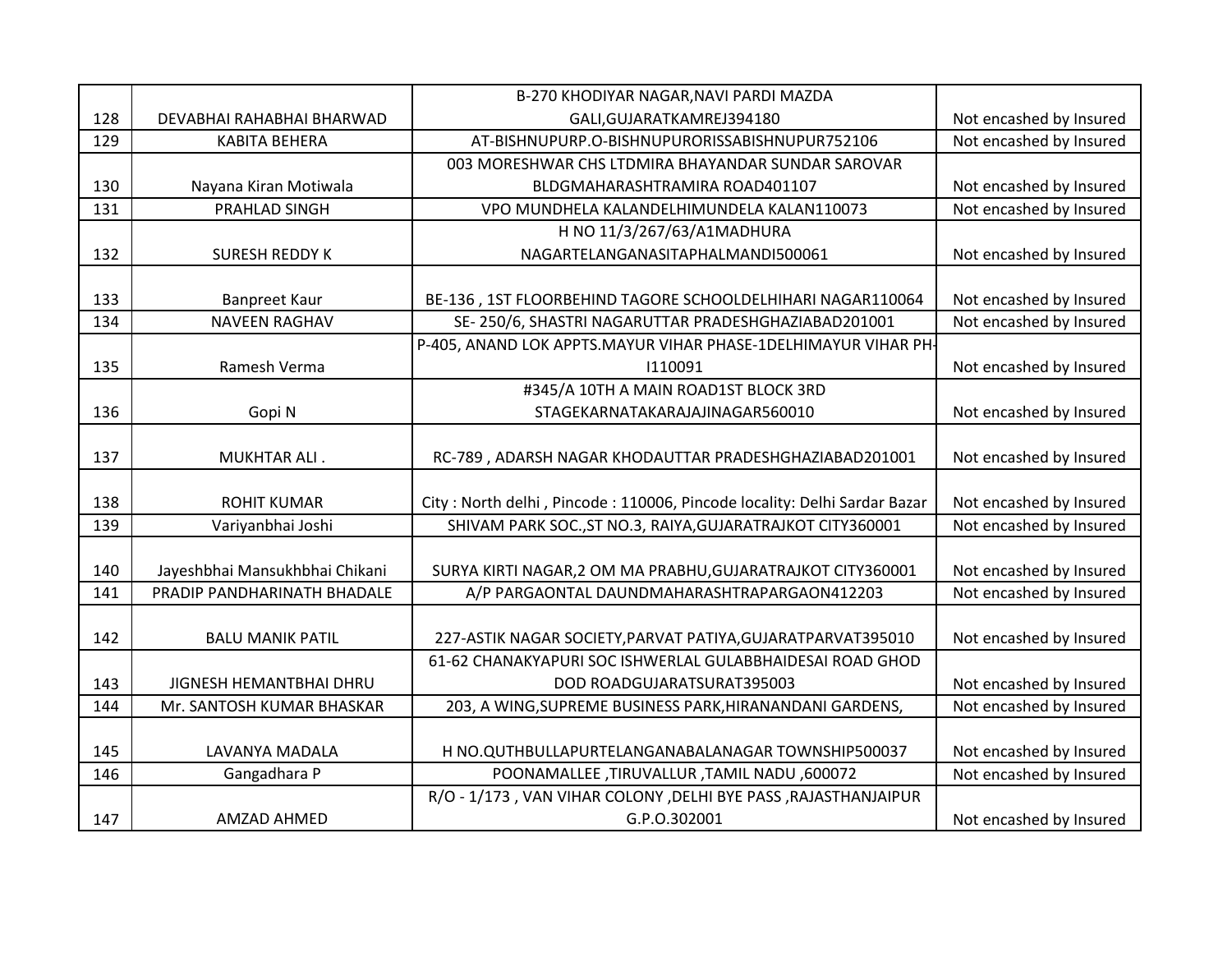| | | | |
|---|---|---|---|
| 128 | DEVABHAI RAHABHAI BHARWAD | B-270 KHODIYAR NAGAR,NAVI PARDI MAZDA GALI,GUJARATKAMREJ394180 | Not encashed by Insured |
| 129 | KABITA BEHERA | AT-BISHNUPURP.O-BISHNUPURORISSABISHNUPUR752106 | Not encashed by Insured |
| 130 | Nayana Kiran Motiwala | 003 MORESHWAR CHS LTDMIRA BHAYANDAR SUNDAR SAROVAR BLDGMAHARASHTRAMIRA ROAD401107 | Not encashed by Insured |
| 131 | PRAHLAD SINGH | VPO MUNDHELA KALANDELHIMUNDELA KALAN110073 | Not encashed by Insured |
| 132 | SURESH REDDY K | H NO 11/3/267/63/A1MADHURA NAGARTELANGANASITAPHALMANDI500061 | Not encashed by Insured |
| 133 | Banpreet Kaur | BE-136 , 1ST FLOORBEHIND TAGORE SCHOOLDELHIHARI NAGAR110064 | Not encashed by Insured |
| 134 | NAVEEN RAGHAV | SE- 250/6, SHASTRI NAGARUTTAR PRADESHGHAZIABAD201001 | Not encashed by Insured |
| 135 | Ramesh Verma | P-405, ANAND LOK APPTS.MAYUR VIHAR PHASE-1DELHIMAYUR VIHAR PH-I110091 | Not encashed by Insured |
| 136 | Gopi N | #345/A 10TH A MAIN ROAD1ST BLOCK 3RD STAGEKARNATAKARAJAJINAGAR560010 | Not encashed by Insured |
| 137 | MUKHTAR ALI . | RC-789 , ADARSH NAGAR KHODAUTTAR PRADESHGHAZIABAD201001 | Not encashed by Insured |
| 138 | ROHIT KUMAR | City : North delhi , Pincode : 110006, Pincode locality: Delhi Sardar Bazar | Not encashed by Insured |
| 139 | Variyanbhai Joshi | SHIVAM PARK SOC.,ST NO.3, RAIYA,GUJARATRAJKOT CITY360001 | Not encashed by Insured |
| 140 | Jayeshbhai Mansukhbhai Chikani | SURYA KIRTI NAGAR,2 OM MA PRABHU,GUJARATRAJKOT CITY360001 | Not encashed by Insured |
| 141 | PRADIP PANDHARINATH BHADALE | A/P PARGAONTAL DAUNDMAHARASHTRAPARGAON412203 | Not encashed by Insured |
| 142 | BALU MANIK PATIL | 227-ASTIK NAGAR SOCIETY,PARVAT PATIYA,GUJARATPARVAT395010 | Not encashed by Insured |
| 143 | JIGNESH HEMANTBHAI DHRU | 61-62 CHANAKYAPURI SOC ISHWERLAL GULABBHAIDESAI ROAD GHOD DOD ROADGUJARATSURAT395003 | Not encashed by Insured |
| 144 | Mr. SANTOSH KUMAR BHASKAR | 203, A WING,SUPREME BUSINESS PARK,HIRANANDANI GARDENS, | Not encashed by Insured |
| 145 | LAVANYA MADALA | H NO.QUTHBULLAPURTELANGANABALANAGAR TOWNSHIP500037 | Not encashed by Insured |
| 146 | Gangadhara P | POONAMALLEE ,TIRUVALLUR ,TAMIL NADU ,600072 | Not encashed by Insured |
| 147 | AMZAD AHMED | R/O - 1/173 , VAN VIHAR COLONY ,DELHI BYE PASS ,RAJASTHANJAIPUR G.P.O.302001 | Not encashed by Insured |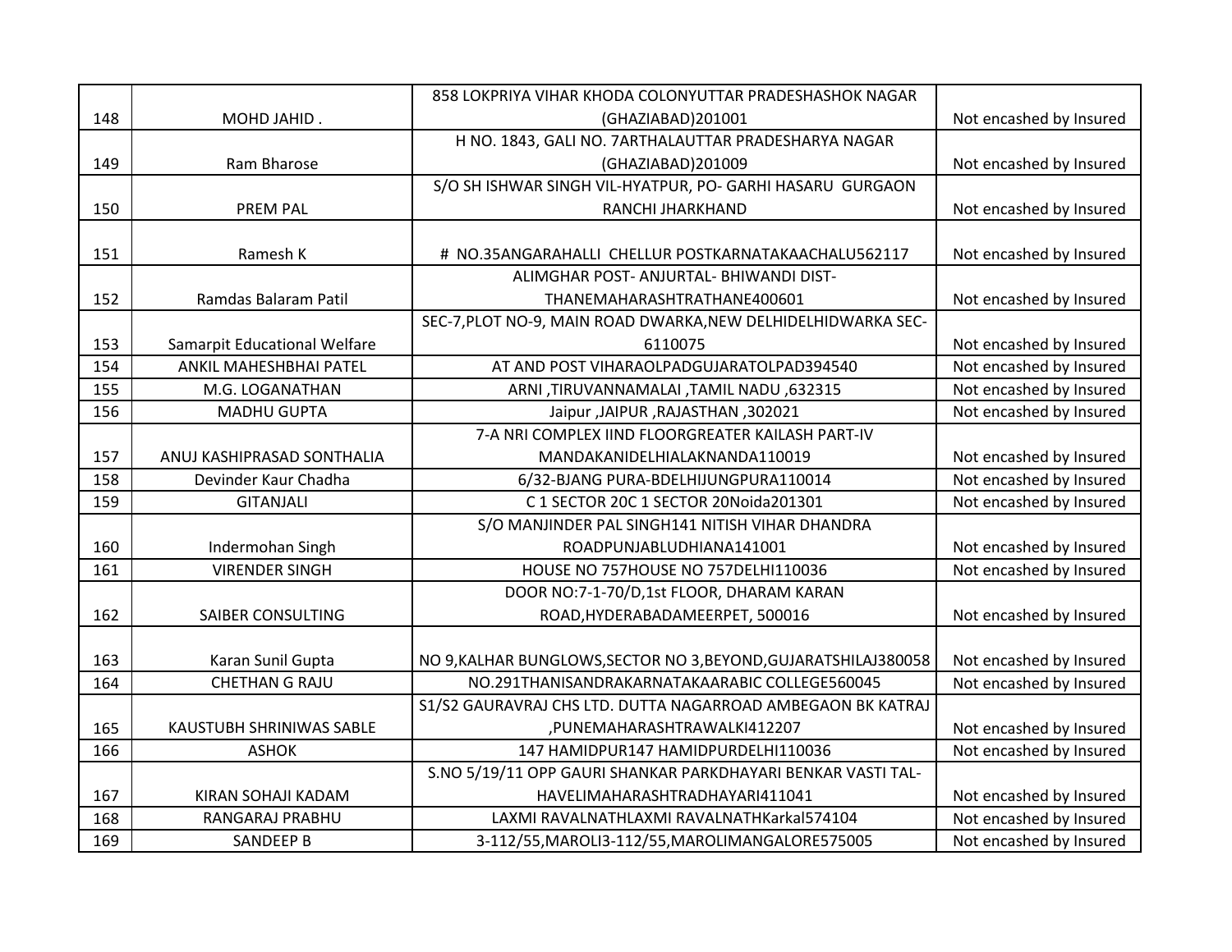| | | | |
|---|---|---|---|
| 148 | MOHD JAHID . | 858 LOKPRIYA VIHAR KHODA COLONYUTTAR PRADESHASHOK NAGAR (GHAZIABAD)201001 | Not encashed by Insured |
| 149 | Ram Bharose | H NO. 1843, GALI NO. 7ARTHALAUTTAR PRADESHARYA NAGAR (GHAZIABAD)201009 | Not encashed by Insured |
| 150 | PREM PAL | S/O SH ISHWAR SINGH VIL-HYATPUR, PO- GARHI HASARU GURGAON RANCHI JHARKHAND | Not encashed by Insured |
| 151 | Ramesh K | # NO.35ANGARAHALLI CHELLUR POSTKARNATAKAACHALU562117 | Not encashed by Insured |
| 152 | Ramdas Balaram Patil | ALIMGHAR POST- ANJURTAL- BHIWANDI DIST-THANEMAHARASHTRATHANE400601 | Not encashed by Insured |
| 153 | Samarpit Educational Welfare | SEC-7,PLOT NO-9, MAIN ROAD DWARKA,NEW DELHIDELHIDWARKA SEC-6110075 | Not encashed by Insured |
| 154 | ANKIL MAHESHBHAI PATEL | AT AND POST VIHARAOLPADGUJARATOLPAD394540 | Not encashed by Insured |
| 155 | M.G. LOGANATHAN | ARNI ,TIRUVANNAMALAI ,TAMIL NADU ,632315 | Not encashed by Insured |
| 156 | MADHU GUPTA | Jaipur ,JAIPUR ,RAJASTHAN ,302021 | Not encashed by Insured |
| 157 | ANUJ KASHIPRASAD SONTHALIA | 7-A NRI COMPLEX IIND FLOORGREATER KAILASH PART-IV MANDAKANIDELHIALAKNANDA110019 | Not encashed by Insured |
| 158 | Devinder Kaur Chadha | 6/32-BJANG PURA-BDELHIJUNGPURA110014 | Not encashed by Insured |
| 159 | GITANJALI | C 1 SECTOR 20C 1 SECTOR 20Noida201301 | Not encashed by Insured |
| 160 | Indermohan Singh | S/O MANJINDER PAL SINGH141 NITISH VIHAR DHANDRA ROADPUNJABLUDHIANA141001 | Not encashed by Insured |
| 161 | VIRENDER SINGH | HOUSE NO 757HOUSE NO 757DELHI110036 | Not encashed by Insured |
| 162 | SAIBER CONSULTING | DOOR NO:7-1-70/D,1st FLOOR, DHARAM KARAN ROAD,HYDERABADAMEERPET, 500016 | Not encashed by Insured |
| 163 | Karan Sunil Gupta | NO 9,KALHAR BUNGLOWS,SECTOR NO 3,BEYOND,GUJARATSHILAJ380058 | Not encashed by Insured |
| 164 | CHETHAN G RAJU | NO.291THANISANDRAKARNATAKAARABIC COLLEGE560045 | Not encashed by Insured |
| 165 | KAUSTUBH SHRINIWAS SABLE | S1/S2 GAURAVRAJ CHS LTD. DUTTA NAGARROAD AMBEGAON BK KATRAJ ,PUNEMAHARASHTRAWALKI412207 | Not encashed by Insured |
| 166 | ASHOK | 147 HAMIDPUR147 HAMIDPURDELHI110036 | Not encashed by Insured |
| 167 | KIRAN SOHAJI KADAM | S.NO 5/19/11 OPP GAURI SHANKAR PARKDHAYARI BENKAR VASTI TAL-HAVELIMAHARASHTRADHAYARI411041 | Not encashed by Insured |
| 168 | RANGARAJ PRABHU | LAXMI RAVALNATHLAXMI RAVALNATHKarkal574104 | Not encashed by Insured |
| 169 | SANDEEP B | 3-112/55,MAROLI3-112/55,MAROLIMANGALORE575005 | Not encashed by Insured |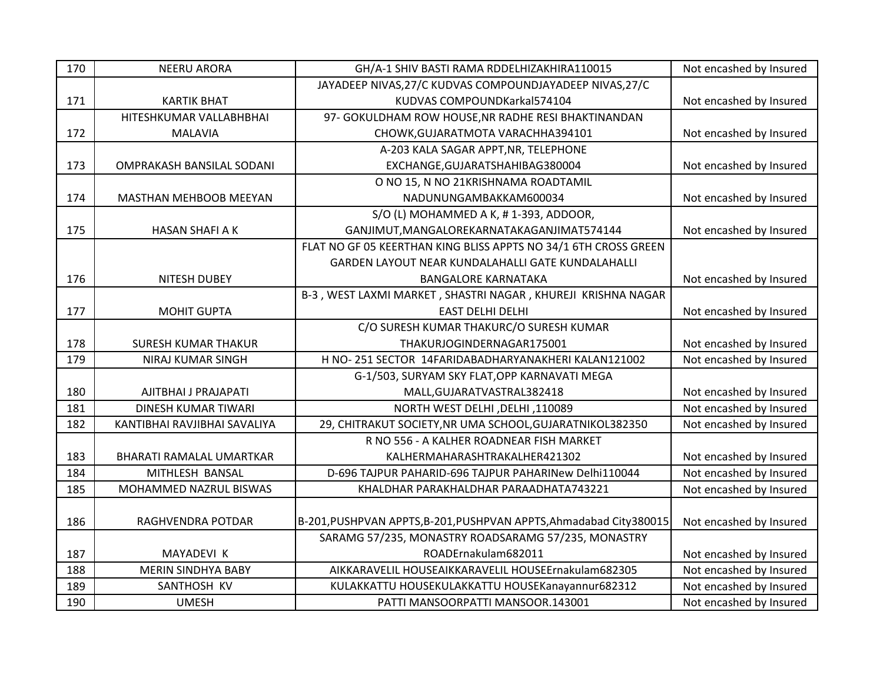| 170 | NEERU ARORA | GH/A-1 SHIV BASTI RAMA RDDELHIZAKHIRA110015 | Not encashed by Insured |
|---|---|---|---|
| 171 | KARTIK BHAT | JAYADEEP NIVAS,27/C KUDVAS COMPOUNDJAYADEEP NIVAS,27/C KUDVAS COMPOUNDKarkal574104 | Not encashed by Insured |
| 172 | HITESHKUMAR VALLABHBHAI MALAVIA | 97- GOKULDHAM ROW HOUSE,NR RADHE RESI BHAKTINANDAN CHOWK,GUJARATMOTA VARACHHA394101 | Not encashed by Insured |
| 173 | OMPRAKASH BANSILAL SODANI | A-203 KALA SAGAR APPT,NR, TELEPHONE EXCHANGE,GUJARATSHAHIBAG380004 | Not encashed by Insured |
| 174 | MASTHAN MEHBOOB MEEYAN | O NO 15, N NO 21KRISHNAMA ROADTAMIL NADUNUNGAMBAKKAM600034 | Not encashed by Insured |
| 175 | HASAN SHAFI A K | S/O (L) MOHAMMED A K, # 1-393, ADDOOR, GANJIMUT,MANGALOREKARNATAKAGANJIMAT574144 | Not encashed by Insured |
| 176 | NITESH DUBEY | FLAT NO GF 05 KEERTHAN KING BLISS APPTS NO 34/1 6TH CROSS GREEN GARDEN LAYOUT NEAR KUNDALAHALLI GATE KUNDALAHALLI BANGALORE KARNATAKA | Not encashed by Insured |
| 177 | MOHIT GUPTA | B-3 , WEST LAXMI MARKET , SHASTRI NAGAR , KHUREJI KRISHNA NAGAR EAST DELHI DELHI | Not encashed by Insured |
| 178 | SURESH KUMAR THAKUR | C/O SURESH KUMAR THAKURC/O SURESH KUMAR THAKURJOGINDERNAGAR175001 | Not encashed by Insured |
| 179 | NIRAJ KUMAR SINGH | H NO- 251 SECTOR 14FARIDABADHARYANAKHERI KALAN121002 | Not encashed by Insured |
| 180 | AJITBHAI J PRAJAPATI | G-1/503, SURYAM SKY FLAT,OPP KARNAVATI MEGA MALL,GUJARATVASTRAL382418 | Not encashed by Insured |
| 181 | DINESH KUMAR TIWARI | NORTH WEST DELHI ,DELHI ,110089 | Not encashed by Insured |
| 182 | KANTIBHAI RAVJIBHAI SAVALIYA | 29, CHITRAKUT SOCIETY,NR UMA SCHOOL,GUJARATNIKOL382350 | Not encashed by Insured |
| 183 | BHARATI RAMALAL UMARTKAR | R NO 556 - A KALHER ROADNEAR FISH MARKET KALHERMAHARASHTRAKALHER421302 | Not encashed by Insured |
| 184 | MITHLESH BANSAL | D-696 TAJPUR PAHARID-696 TAJPUR PAHARINew Delhi110044 | Not encashed by Insured |
| 185 | MOHAMMED NAZRUL BISWAS | KHALDHAR PARAKHALDHAR PARAADHATA743221 | Not encashed by Insured |
| 186 | RAGHVENDRA POTDAR | B-201,PUSHPVAN APPTS,B-201,PUSHPVAN APPTS,Ahmadabad City380015 | Not encashed by Insured |
| 187 | MAYADEVI K | SARAMG 57/235, MONASTRY ROADSARAMG 57/235, MONASTRY ROADErnakulam682011 | Not encashed by Insured |
| 188 | MERIN SINDHYA BABY | AIKKARAVELIL HOUSEAIKKARAVELIL HOUSEErnakulam682305 | Not encashed by Insured |
| 189 | SANTHOSH KV | KULAKKATTU HOUSEKULAKKATTU HOUSEKanayannur682312 | Not encashed by Insured |
| 190 | UMESH | PATTI MANSOORPATTI MANSOOR.143001 | Not encashed by Insured |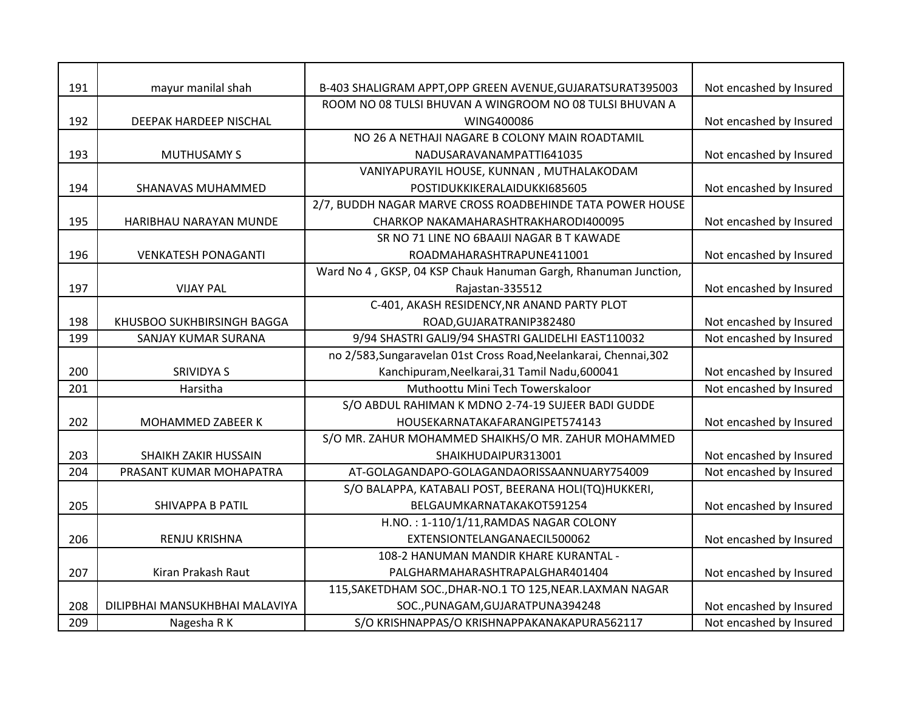| 191 | mayur manilal shah | B-403 SHALIGRAM APPT,OPP GREEN AVENUE,GUJARATSURAT395003 | Not encashed by Insured |
|---|---|---|---|
| 192 | DEEPAK HARDEEP NISCHAL | ROOM NO 08 TULSI BHUVAN A WINGROOM NO 08 TULSI BHUVAN A WING400086 | Not encashed by Insured |
| 193 | MUTHUSAMY S | NO 26 A NETHAJI NAGARE B COLONY MAIN ROADTAMIL NADUSARAVANAMPATTI641035 | Not encashed by Insured |
| 194 | SHANAVAS MUHAMMED | VANIYAPURAYIL HOUSE, KUNNAN , MUTHALAKODAM POSTIDUKKIKERALAIDUKKI685605 | Not encashed by Insured |
| 195 | HARIBHAU NARAYAN MUNDE | 2/7, BUDDH NAGAR MARVE CROSS ROADBEHINDE TATA POWER HOUSE CHARKOP NAKAMAHARASHTRAKHARODI400095 | Not encashed by Insured |
| 196 | VENKATESH PONAGANTI | SR NO 71 LINE NO 6BAAIJI NAGAR B T KAWADE ROADMAHARASHTRAPUNE411001 | Not encashed by Insured |
| 197 | VIJAY PAL | Ward No 4 , GKSP, 04 KSP Chauk Hanuman Gargh, Rhanuman Junction, Rajastan-335512 | Not encashed by Insured |
| 198 | KHUSBOO SUKHBIRSINGH BAGGA | C-401, AKASH RESIDENCY,NR ANAND PARTY PLOT ROAD,GUJARATRANIP382480 | Not encashed by Insured |
| 199 | SANJAY KUMAR SURANA | 9/94 SHASTRI GALI9/94 SHASTRI GALIDELHI EAST110032 | Not encashed by Insured |
| 200 | SRIVIDYA S | no 2/583,Sungaravelan 01st Cross Road,Neelankarai, Chennai,302 Kanchipuram,Neelkarai,31 Tamil Nadu,600041 | Not encashed by Insured |
| 201 | Harsitha | Muthoottu Mini Tech Towerskaloor | Not encashed by Insured |
| 202 | MOHAMMED ZABEER K | S/O ABDUL RAHIMAN K MDNO 2-74-19 SUJEER BADI GUDDE HOUSEKARNATAKAFARANGIPET574143 | Not encashed by Insured |
| 203 | SHAIKH ZAKIR HUSSAIN | S/O MR. ZAHUR MOHAMMED SHAIKHS/O MR. ZAHUR MOHAMMED SHAIKHUDAIPUR313001 | Not encashed by Insured |
| 204 | PRASANT KUMAR MOHAPATRA | AT-GOLAGANDAPO-GOLAGANDAORISSAANNUARY754009 | Not encashed by Insured |
| 205 | SHIVAPPA B PATIL | S/O BALAPPA, KATABALI POST, BEERANA HOLI(TQ)HUKKERI, BELGAUMKARNATAKAKOT591254 | Not encashed by Insured |
| 206 | RENJU KRISHNA | H.NO. : 1-110/1/11,RAMDAS NAGAR COLONY EXTENSIONTELANGANAECIL500062 | Not encashed by Insured |
| 207 | Kiran Prakash Raut | 108-2 HANUMAN MANDIR KHARE KURANTAL - PALGHARMAHARASHTRAPALGHAR401404 | Not encashed by Insured |
| 208 | DILIPBHAI MANSUKHBHAI MALAVIYA | 115,SAKETDHAM SOC.,DHAR-NO.1 TO 125,NEAR.LAXMAN NAGAR SOC.,PUNAGAM,GUJARATPUNA394248 | Not encashed by Insured |
| 209 | Nagesha R K | S/O KRISHNAPPAS/O KRISHNAPPAKANAKAPURA562117 | Not encashed by Insured |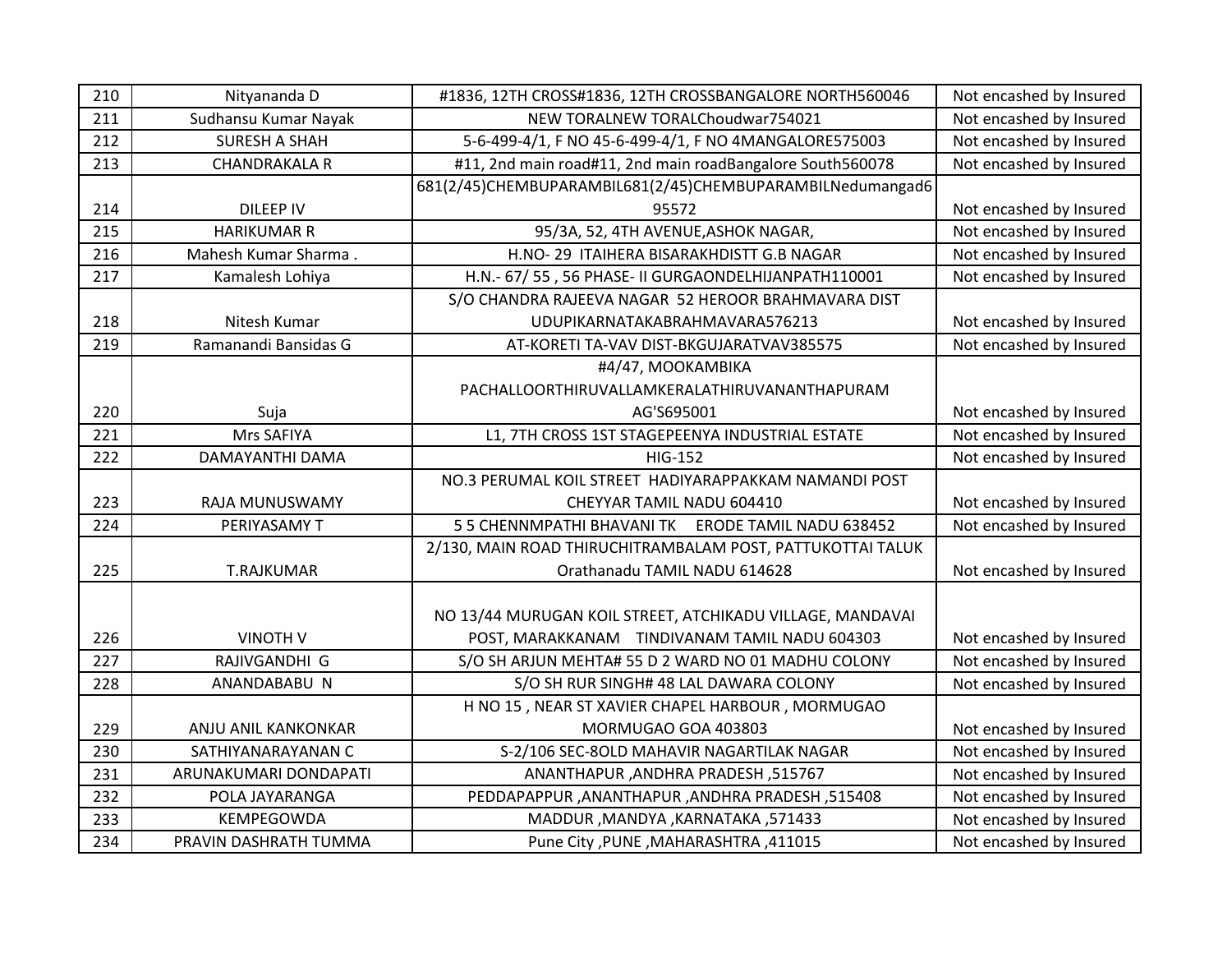| 210 | Nityananda D | #1836, 12TH CROSS#1836, 12TH CROSSBANGALORE NORTH560046 | Not encashed by Insured |
|---|---|---|---|
| 211 | Sudhansu Kumar Nayak | NEW TORALNEW TORALChoudwar754021 | Not encashed by Insured |
| 212 | SURESH A SHAH | 5-6-499-4/1, F NO 45-6-499-4/1, F NO 4MANGALORE575003 | Not encashed by Insured |
| 213 | CHANDRAKALA R | #11, 2nd main road#11, 2nd main roadBangalore South560078 | Not encashed by Insured |
| 214 | DILEEP IV | 681(2/45)CHEMBUPARAMBIL681(2/45)CHEMBUPARAMBILNedumangad695572 | Not encashed by Insured |
| 215 | HARIKUMAR R | 95/3A, 52, 4TH AVENUE,ASHOK NAGAR, | Not encashed by Insured |
| 216 | Mahesh Kumar Sharma . | H.NO- 29 ITAIHERA BISARAKHDISTT G.B NAGAR | Not encashed by Insured |
| 217 | Kamalesh Lohiya | H.N.- 67/ 55 , 56 PHASE- II GURGAONDELHIJANPATH110001 | Not encashed by Insured |
| 218 | Nitesh Kumar | S/O CHANDRA RAJEEVA NAGAR 52 HEROOR BRAHMAVARA DIST UDUPIKARNATAKABRAHMAVARA576213 | Not encashed by Insured |
| 219 | Ramanandi Bansidas G | AT-KORETI TA-VAV DIST-BKGUJARATVAV385575 | Not encashed by Insured |
| 220 | Suja | #4/47, MOOKAMBIKA PACHALLOORTHIRUVALLAMKERALATHIRUVANANTHAPURAM AG'S695001 | Not encashed by Insured |
| 221 | Mrs SAFIYA | L1, 7TH CROSS 1ST STAGEPEENYA INDUSTRIAL ESTATE | Not encashed by Insured |
| 222 | DAMAYANTHI DAMA | HIG-152 | Not encashed by Insured |
| 223 | RAJA MUNUSWAMY | NO.3 PERUMAL KOIL STREET HADIYARAPPAKKAM NAMANDI POST CHEYYAR TAMIL NADU 604410 | Not encashed by Insured |
| 224 | PERIYASAMY T | 5 5 CHENNMPATHI BHAVANI TK ERODE TAMIL NADU 638452 | Not encashed by Insured |
| 225 | T.RAJKUMAR | 2/130, MAIN ROAD THIRUCHITRAMBALAM POST, PATTUKOTTAI TALUK Orathanadu TAMIL NADU 614628 | Not encashed by Insured |
| 226 | VINOTH V | NO 13/44 MURUGAN KOIL STREET, ATCHIKADU VILLAGE, MANDAVAI POST, MARAKKANAM TINDIVANAM TAMIL NADU 604303 | Not encashed by Insured |
| 227 | RAJIVGANDHI G | S/O SH ARJUN MEHTA# 55 D 2 WARD NO 01 MADHU COLONY | Not encashed by Insured |
| 228 | ANANDABABU N | S/O SH RUR SINGH# 48 LAL DAWARA COLONY | Not encashed by Insured |
| 229 | ANJU ANIL KANKONKAR | H NO 15 , NEAR ST XAVIER CHAPEL HARBOUR , MORMUGAO MORMUGAO GOA 403803 | Not encashed by Insured |
| 230 | SATHIYANARAYANAN C | S-2/106 SEC-8OLD MAHAVIR NAGARTILAK NAGAR | Not encashed by Insured |
| 231 | ARUNAKUMARI DONDAPATI | ANANTHAPUR ,ANDHRA PRADESH ,515767 | Not encashed by Insured |
| 232 | POLA JAYARANGA | PEDDAPAPPUR ,ANANTHAPUR ,ANDHRA PRADESH ,515408 | Not encashed by Insured |
| 233 | KEMPEGOWDA | MADDUR ,MANDYA ,KARNATAKA ,571433 | Not encashed by Insured |
| 234 | PRAVIN DASHRATH TUMMA | Pune City ,PUNE ,MAHARASHTRA ,411015 | Not encashed by Insured |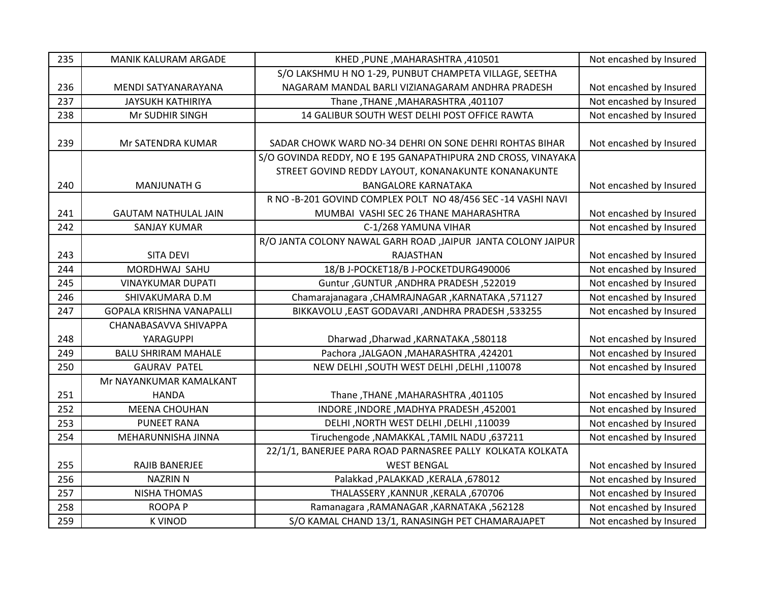| 235 | MANIK KALURAM ARGADE | KHED ,PUNE ,MAHARASHTRA ,410501 | Not encashed by Insured |
|---|---|---|---|
| 236 | MENDI SATYANARAYANA | S/O LAKSHMU H NO 1-29, PUNBUT CHAMPETA VILLAGE, SEETHA NAGARAM MANDAL BARLI VIZIANAGARAM ANDHRA PRADESH | Not encashed by Insured |
| 237 | JAYSUKH KATHIRIYA | Thane ,THANE ,MAHARASHTRA ,401107 | Not encashed by Insured |
| 238 | Mr SUDHIR SINGH | 14 GALIBUR SOUTH WEST DELHI POST OFFICE RAWTA | Not encashed by Insured |
| 239 | Mr SATENDRA KUMAR | SADAR CHOWK WARD NO-34 DEHRI ON SONE DEHRI ROHTAS BIHAR | Not encashed by Insured |
| 240 | MANJUNATH G | S/O GOVINDA REDDY, NO E 195 GANAPATHIPURA 2ND CROSS, VINAYAKA STREET GOVIND REDDY LAYOUT, KONANAKUNTE KONANAKUNTE BANGALORE KARNATAKA | Not encashed by Insured |
| 241 | GAUTAM NATHULAL JAIN | R NO -B-201 GOVIND COMPLEX POLT NO 48/456 SEC -14 VASHI NAVI MUMBAI VASHI SEC 26 THANE MAHARASHTRA | Not encashed by Insured |
| 242 | SANJAY KUMAR | C-1/268 YAMUNA VIHAR | Not encashed by Insured |
| 243 | SITA DEVI | R/O JANTA COLONY NAWAL GARH ROAD ,JAIPUR JANTA COLONY JAIPUR RAJASTHAN | Not encashed by Insured |
| 244 | MORDHWAJ SAHU | 18/B J-POCKET18/B J-POCKETDURG490006 | Not encashed by Insured |
| 245 | VINAYKUMAR DUPATI | Guntur ,GUNTUR ,ANDHRA PRADESH ,522019 | Not encashed by Insured |
| 246 | SHIVAKUMARA D.M | Chamarajanagara ,CHAMRAJNAGAR ,KARNATAKA ,571127 | Not encashed by Insured |
| 247 | GOPALA KRISHNA VANAPALLI | BIKKAVOLU ,EAST GODAVARI ,ANDHRA PRADESH ,533255 | Not encashed by Insured |
| 248 | CHANABASAVVA SHIVAPPA YARAGUPPI | Dharwad ,Dharwad ,KARNATAKA ,580118 | Not encashed by Insured |
| 249 | BALU SHRIRAM MAHALE | Pachora ,JALGAON ,MAHARASHTRA ,424201 | Not encashed by Insured |
| 250 | GAURAV PATEL | NEW DELHI ,SOUTH WEST DELHI ,DELHI ,110078 | Not encashed by Insured |
| 251 | Mr NAYANKUMAR KAMALKANT HANDA | Thane ,THANE ,MAHARASHTRA ,401105 | Not encashed by Insured |
| 252 | MEENA CHOUHAN | INDORE ,INDORE ,MADHYA PRADESH ,452001 | Not encashed by Insured |
| 253 | PUNEET RANA | DELHI ,NORTH WEST DELHI ,DELHI ,110039 | Not encashed by Insured |
| 254 | MEHARUNNISHA JINNA | Tiruchengode ,NAMAKKAL ,TAMIL NADU ,637211 | Not encashed by Insured |
| 255 | RAJIB BANERJEE | 22/1/1, BANERJEE PARA ROAD PARNASREE PALLY KOLKATA KOLKATA WEST BENGAL | Not encashed by Insured |
| 256 | NAZRIN N | Palakkad ,PALAKKAD ,KERALA ,678012 | Not encashed by Insured |
| 257 | NISHA THOMAS | THALASSERY ,KANNUR ,KERALA ,670706 | Not encashed by Insured |
| 258 | ROOPA P | Ramanagara ,RAMANAGAR ,KARNATAKA ,562128 | Not encashed by Insured |
| 259 | K VINOD | S/O KAMAL CHAND 13/1, RANASINGH PET CHAMARAJAPET | Not encashed by Insured |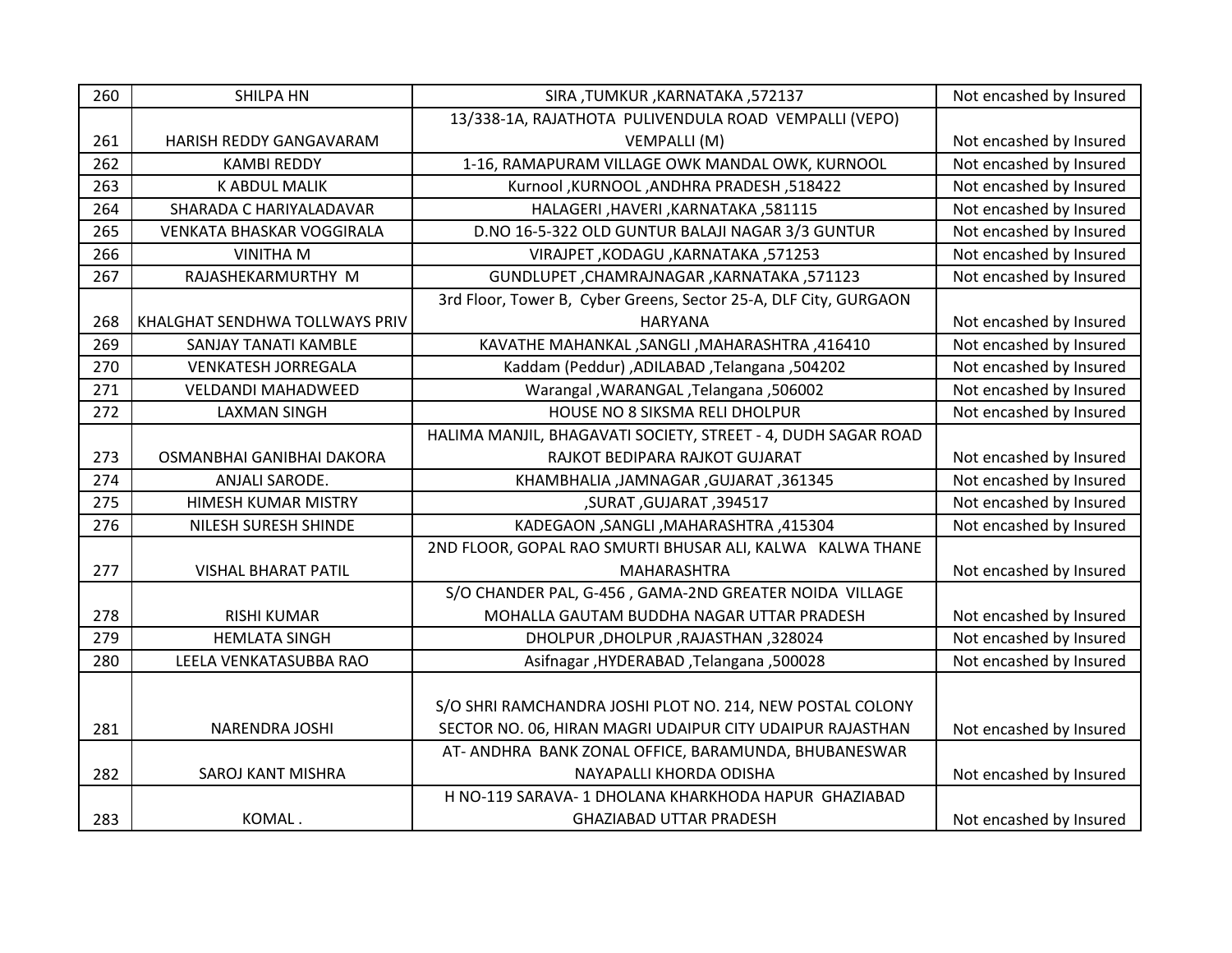| 260 | SHILPA HN | SIRA ,TUMKUR ,KARNATAKA ,572137 | Not encashed by Insured |
|---|---|---|---|
| 261 | HARISH REDDY GANGAVARAM | 13/338-1A, RAJATHOTA PULIVENDULA ROAD VEMPALLI (VEPO) VEMPALLI (M) | Not encashed by Insured |
| 262 | KAMBI REDDY | 1-16, RAMAPURAM VILLAGE OWK MANDAL OWK, KURNOOL | Not encashed by Insured |
| 263 | K ABDUL MALIK | Kurnool ,KURNOOL ,ANDHRA PRADESH ,518422 | Not encashed by Insured |
| 264 | SHARADA C HARIYALADAVAR | HALAGERI ,HAVERI ,KARNATAKA ,581115 | Not encashed by Insured |
| 265 | VENKATA BHASKAR VOGGIRALA | D.NO 16-5-322 OLD GUNTUR BALAJI NAGAR 3/3 GUNTUR | Not encashed by Insured |
| 266 | VINITHA M | VIRAJPET ,KODAGU ,KARNATAKA ,571253 | Not encashed by Insured |
| 267 | RAJASHEKARMURTHY M | GUNDLUPET ,CHAMRAJNAGAR ,KARNATAKA ,571123 | Not encashed by Insured |
| 268 | KHALGHAT SENDHWA TOLLWAYS PRIV | 3rd Floor, Tower B, Cyber Greens, Sector 25-A, DLF City, GURGAON HARYANA | Not encashed by Insured |
| 269 | SANJAY TANATI KAMBLE | KAVATHE MAHANKAL ,SANGLI ,MAHARASHTRA ,416410 | Not encashed by Insured |
| 270 | VENKATESH JORREGALA | Kaddam (Peddur) ,ADILABAD ,Telangana ,504202 | Not encashed by Insured |
| 271 | VELDANDI MAHADWEED | Warangal ,WARANGAL ,Telangana ,506002 | Not encashed by Insured |
| 272 | LAXMAN SINGH | HOUSE NO 8 SIKSMA RELI DHOLPUR | Not encashed by Insured |
| 273 | OSMANBHAI GANIBHAI DAKORA | HALIMA MANJIL, BHAGAVATI SOCIETY, STREET - 4, DUDH SAGAR ROAD RAJKOT BEDIPARA RAJKOT GUJARAT | Not encashed by Insured |
| 274 | ANJALI SARODE. | KHAMBHALIA ,JAMNAGAR ,GUJARAT ,361345 | Not encashed by Insured |
| 275 | HIMESH KUMAR MISTRY | ,SURAT ,GUJARAT ,394517 | Not encashed by Insured |
| 276 | NILESH SURESH SHINDE | KADEGAON ,SANGLI ,MAHARASHTRA ,415304 | Not encashed by Insured |
| 277 | VISHAL BHARAT PATIL | 2ND FLOOR, GOPAL RAO SMURTI BHUSAR ALI, KALWA KALWA THANE MAHARASHTRA | Not encashed by Insured |
| 278 | RISHI KUMAR | S/O CHANDER PAL, G-456 , GAMA-2ND GREATER NOIDA VILLAGE MOHALLA GAUTAM BUDDHA NAGAR UTTAR PRADESH | Not encashed by Insured |
| 279 | HEMLATA SINGH | DHOLPUR ,DHOLPUR ,RAJASTHAN ,328024 | Not encashed by Insured |
| 280 | LEELA VENKATASUBBA RAO | Asifnagar ,HYDERABAD ,Telangana ,500028 | Not encashed by Insured |
| 281 | NARENDRA JOSHI | S/O SHRI RAMCHANDRA JOSHI PLOT NO. 214, NEW POSTAL COLONY SECTOR NO. 06, HIRAN MAGRI UDAIPUR CITY UDAIPUR RAJASTHAN | Not encashed by Insured |
| 282 | SAROJ KANT MISHRA | AT- ANDHRA BANK ZONAL OFFICE, BARAMUNDA, BHUBANESWAR NAYAPALLI KHORDA ODISHA | Not encashed by Insured |
| 283 | KOMAL . | H NO-119 SARAVA- 1 DHOLANA KHARKHODA HAPUR GHAZIABAD GHAZIABAD UTTAR PRADESH | Not encashed by Insured |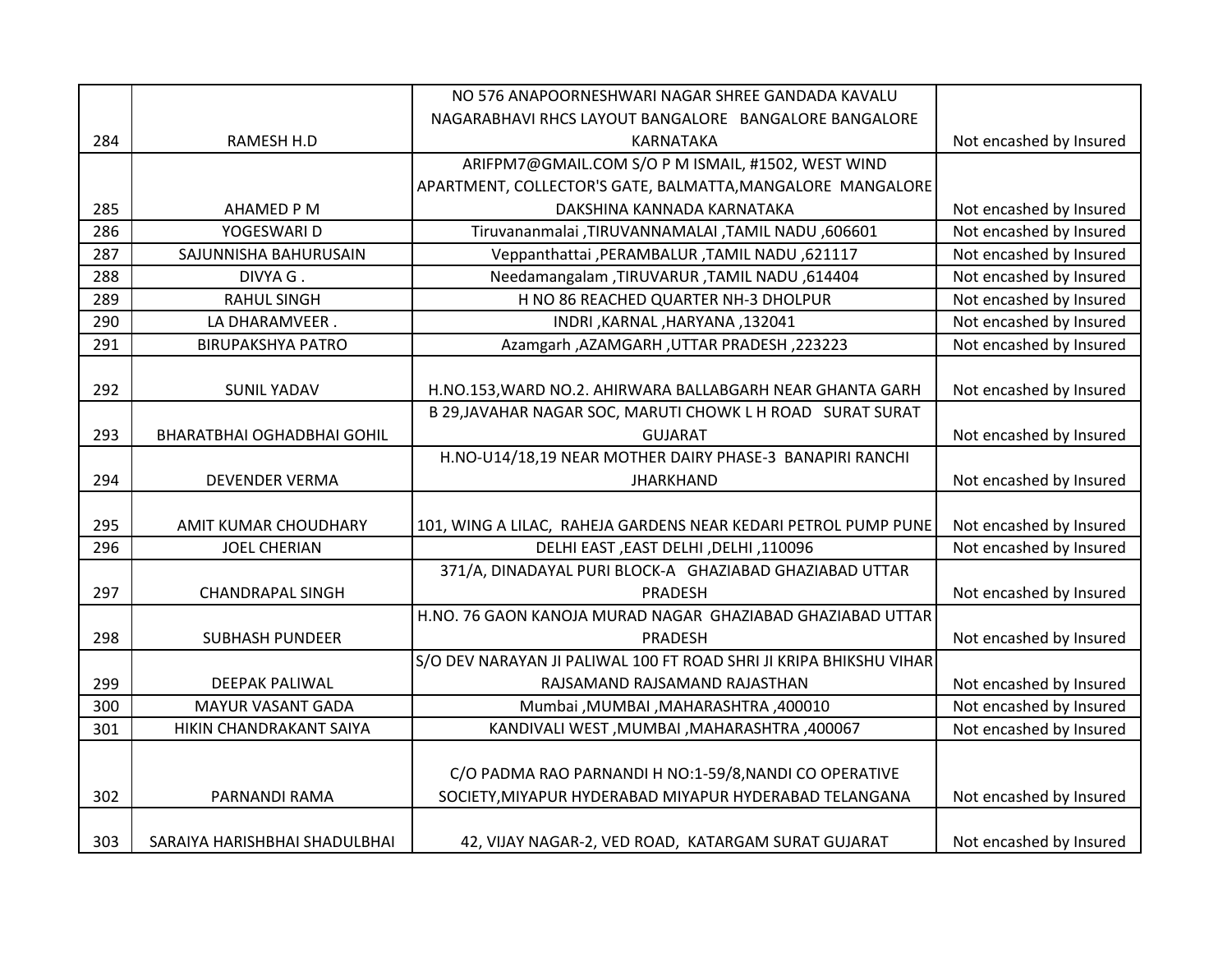| | | | |
|---|---|---|---|
| 284 | RAMESH H.D | NO 576 ANAPOORNESHWARI NAGAR SHREE GANDADA KAVALU NAGARABHAVI RHCS LAYOUT BANGALORE BANGALORE BANGALORE KARNATAKA | Not encashed by Insured |
| 285 | AHAMED P M | ARIFPM7@GMAIL.COM S/O P M ISMAIL, #1502, WEST WIND APARTMENT, COLLECTOR'S GATE, BALMATTA,MANGALORE MANGALORE DAKSHINA KANNADA KARNATAKA | Not encashed by Insured |
| 286 | YOGESWARI D | Tiruvananmalai ,TIRUVANNAMALAI ,TAMIL NADU ,606601 | Not encashed by Insured |
| 287 | SAJUNNISHA BAHURUSAIN | Veppanthattai ,PERAMBALUR ,TAMIL NADU ,621117 | Not encashed by Insured |
| 288 | DIVYA G . | Needamangalam ,TIRUVARUR ,TAMIL NADU ,614404 | Not encashed by Insured |
| 289 | RAHUL SINGH | H NO 86 REACHED QUARTER NH-3 DHOLPUR | Not encashed by Insured |
| 290 | LA DHARAMVEER . | INDRI ,KARNAL ,HARYANA ,132041 | Not encashed by Insured |
| 291 | BIRUPAKSHYA PATRO | Azamgarh ,AZAMGARH ,UTTAR PRADESH ,223223 | Not encashed by Insured |
| 292 | SUNIL YADAV | H.NO.153,WARD NO.2. AHIRWARA BALLABGARH NEAR GHANTA GARH | Not encashed by Insured |
| 293 | BHARATBHAI OGHADBHAI GOHIL | B 29,JAVAHAR NAGAR SOC, MARUTI CHOWK L H ROAD SURAT SURAT GUJARAT | Not encashed by Insured |
| 294 | DEVENDER VERMA | H.NO-U14/18,19 NEAR MOTHER DAIRY PHASE-3 BANAPIRI RANCHI JHARKHAND | Not encashed by Insured |
| 295 | AMIT KUMAR CHOUDHARY | 101, WING A LILAC, RAHEJA GARDENS NEAR KEDARI PETROL PUMP PUNE | Not encashed by Insured |
| 296 | JOEL CHERIAN | DELHI EAST ,EAST DELHI ,DELHI ,110096 | Not encashed by Insured |
| 297 | CHANDRAPAL SINGH | 371/A, DINADAYAL PURI BLOCK-A GHAZIABAD GHAZIABAD UTTAR PRADESH | Not encashed by Insured |
| 298 | SUBHASH PUNDEER | H.NO. 76 GAON KANOJA MURAD NAGAR GHAZIABAD GHAZIABAD UTTAR PRADESH | Not encashed by Insured |
| 299 | DEEPAK PALIWAL | S/O DEV NARAYAN JI PALIWAL 100 FT ROAD SHRI JI KRIPA BHIKSHU VIHAR RAJSAMAND RAJSAMAND RAJASTHAN | Not encashed by Insured |
| 300 | MAYUR VASANT GADA | Mumbai ,MUMBAI ,MAHARASHTRA ,400010 | Not encashed by Insured |
| 301 | HIKIN CHANDRAKANT SAIYA | KANDIVALI WEST ,MUMBAI ,MAHARASHTRA ,400067 | Not encashed by Insured |
| 302 | PARNANDI RAMA | C/O PADMA RAO PARNANDI H NO:1-59/8,NANDI CO OPERATIVE SOCIETY,MIYAPUR HYDERABAD MIYAPUR HYDERABAD TELANGANA | Not encashed by Insured |
| 303 | SARAIYA HARISHBHAI SHADULBHAI | 42, VIJAY NAGAR-2, VED ROAD, KATARGAM SURAT GUJARAT | Not encashed by Insured |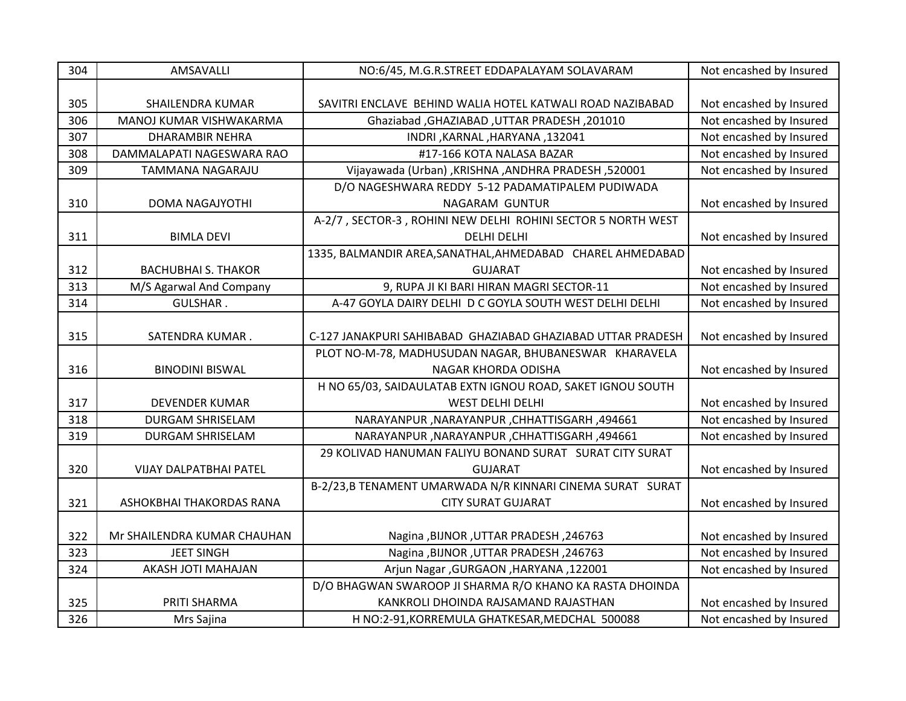| 304 | AMSAVALLI | NO:6/45, M.G.R.STREET EDDAPALAYAM SOLAVARAM | Not encashed by Insured |
|---|---|---|---|
| 305 | SHAILENDRA KUMAR | SAVITRI ENCLAVE BEHIND WALIA HOTEL KATWALI ROAD NAZIBABAD | Not encashed by Insured |
| 306 | MANOJ KUMAR VISHWAKARMA | Ghaziabad ,GHAZIABAD ,UTTAR PRADESH ,201010 | Not encashed by Insured |
| 307 | DHARAMBIR NEHRA | INDRI ,KARNAL ,HARYANA ,132041 | Not encashed by Insured |
| 308 | DAMMALAPATI NAGESWARA RAO | #17-166 KOTA NALASA BAZAR | Not encashed by Insured |
| 309 | TAMMANA NAGARAJU | Vijayawada (Urban) ,KRISHNA ,ANDHRA PRADESH ,520001 | Not encashed by Insured |
| 310 | DOMA NAGAJYOTHI | D/O NAGESHWARA REDDY 5-12 PADAMATIPALEM PUDIWADA NAGARAM GUNTUR | Not encashed by Insured |
| 311 | BIMLA DEVI | A-2/7 , SECTOR-3 , ROHINI NEW DELHI ROHINI SECTOR 5 NORTH WEST DELHI DELHI | Not encashed by Insured |
| 312 | BACHUBHAI S. THAKOR | 1335, BALMANDIR AREA,SANATHAL,AHMEDABAD CHAREL AHMEDABAD GUJARAT | Not encashed by Insured |
| 313 | M/S Agarwal And Company | 9, RUPA JI KI BARI HIRAN MAGRI SECTOR-11 | Not encashed by Insured |
| 314 | GULSHAR . | A-47 GOYLA DAIRY DELHI D C GOYLA SOUTH WEST DELHI DELHI | Not encashed by Insured |
| 315 | SATENDRA KUMAR . | C-127 JANAKPURI SAHIBABAD GHAZIABAD GHAZIABAD UTTAR PRADESH | Not encashed by Insured |
| 316 | BINODINI BISWAL | PLOT NO-M-78, MADHUSUDAN NAGAR, BHUBANESWAR KHARAVELA NAGAR KHORDA ODISHA | Not encashed by Insured |
| 317 | DEVENDER KUMAR | H NO 65/03, SAIDAULATAB EXTN IGNOU ROAD, SAKET IGNOU SOUTH WEST DELHI DELHI | Not encashed by Insured |
| 318 | DURGAM SHRISELAM | NARAYANPUR ,NARAYANPUR ,CHHATTISGARH ,494661 | Not encashed by Insured |
| 319 | DURGAM SHRISELAM | NARAYANPUR ,NARAYANPUR ,CHHATTISGARH ,494661 | Not encashed by Insured |
| 320 | VIJAY DALPATBHAI PATEL | 29 KOLIVAD HANUMAN FALIYU BONAND SURAT SURAT CITY SURAT GUJARAT | Not encashed by Insured |
| 321 | ASHOKBHAI THAKORDAS RANA | B-2/23,B TENAMENT UMARWADA N/R KINNARI CINEMA SURAT SURAT CITY SURAT GUJARAT | Not encashed by Insured |
| 322 | Mr SHAILENDRA KUMAR CHAUHAN | Nagina ,BIJNOR ,UTTAR PRADESH ,246763 | Not encashed by Insured |
| 323 | JEET SINGH | Nagina ,BIJNOR ,UTTAR PRADESH ,246763 | Not encashed by Insured |
| 324 | AKASH JOTI MAHAJAN | Arjun Nagar ,GURGAON ,HARYANA ,122001 | Not encashed by Insured |
| 325 | PRITI SHARMA | D/O BHAGWAN SWAROOP JI SHARMA R/O KHANO KA RASTA DHOINDA KANKROLI DHOINDA RAJSAMAND RAJASTHAN | Not encashed by Insured |
| 326 | Mrs Sajina | H NO:2-91,KORREMULA GHATKESAR,MEDCHAL 500088 | Not encashed by Insured |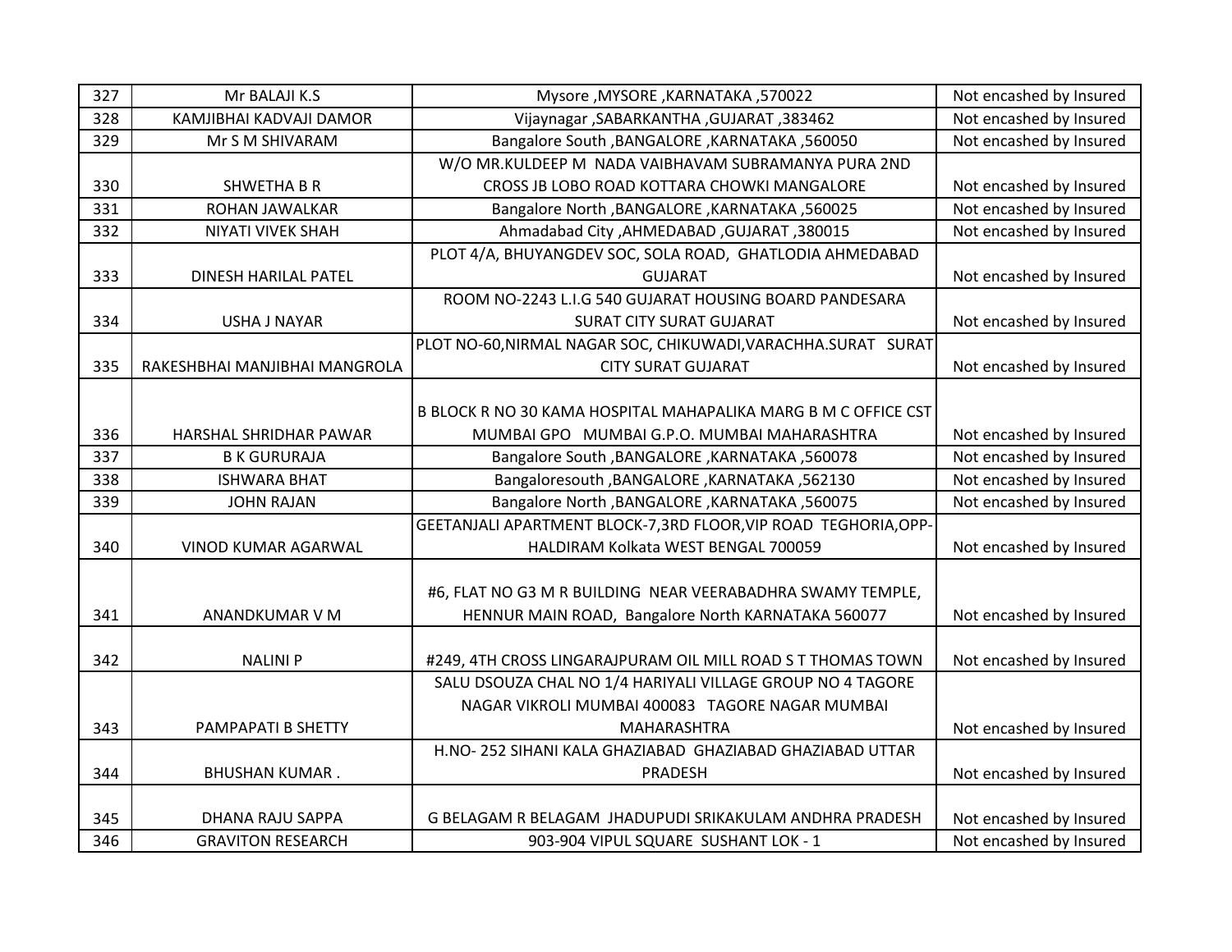| 327 | Mr BALAJI K.S | Mysore ,MYSORE ,KARNATAKA ,570022 | Not encashed by Insured |
|---|---|---|---|
| 328 | KAMJIBHAI KADVAJI DAMOR | Vijaynagar ,SABARKANTHA ,GUJARAT ,383462 | Not encashed by Insured |
| 329 | Mr S M SHIVARAM | Bangalore South ,BANGALORE ,KARNATAKA ,560050 | Not encashed by Insured |
| 330 | SHWETHA B R | W/O MR.KULDEEP M NADA VAIBHAVAM SUBRAMANYA PURA 2ND CROSS JB LOBO ROAD KOTTARA CHOWKI MANGALORE | Not encashed by Insured |
| 331 | ROHAN JAWALKAR | Bangalore North ,BANGALORE ,KARNATAKA ,560025 | Not encashed by Insured |
| 332 | NIYATI VIVEK SHAH | Ahmadabad City ,AHMEDABAD ,GUJARAT ,380015 | Not encashed by Insured |
| 333 | DINESH HARILAL PATEL | PLOT 4/A, BHUYANGDEV SOC, SOLA ROAD, GHATLODIA AHMEDABAD GUJARAT | Not encashed by Insured |
| 334 | USHA J NAYAR | ROOM NO-2243 L.I.G 540 GUJARAT HOUSING BOARD PANDESARA SURAT CITY SURAT GUJARAT | Not encashed by Insured |
| 335 | RAKESHBHAI MANJIBHAI MANGROLA | PLOT NO-60,NIRMAL NAGAR SOC, CHIKUWADI,VARACHHA.SURAT SURAT CITY SURAT GUJARAT | Not encashed by Insured |
| 336 | HARSHAL SHRIDHAR PAWAR | B BLOCK R NO 30 KAMA HOSPITAL MAHAPALIKA MARG B M C OFFICE CST MUMBAI GPO MUMBAI G.P.O. MUMBAI MAHARASHTRA | Not encashed by Insured |
| 337 | B K GURURAJA | Bangalore South ,BANGALORE ,KARNATAKA ,560078 | Not encashed by Insured |
| 338 | ISHWARA BHAT | Bangaloresouth ,BANGALORE ,KARNATAKA ,562130 | Not encashed by Insured |
| 339 | JOHN RAJAN | Bangalore North ,BANGALORE ,KARNATAKA ,560075 | Not encashed by Insured |
| 340 | VINOD KUMAR AGARWAL | GEETANJALI APARTMENT BLOCK-7,3RD FLOOR,VIP ROAD TEGHORIA,OPP-HALDIRAM Kolkata WEST BENGAL 700059 | Not encashed by Insured |
| 341 | ANANDKUMAR V M | #6, FLAT NO G3 M R BUILDING NEAR VEERABADHRA SWAMY TEMPLE, HENNUR MAIN ROAD, Bangalore North KARNATAKA 560077 | Not encashed by Insured |
| 342 | NALINI P | #249, 4TH CROSS LINGARAJPURAM OIL MILL ROAD S T THOMAS TOWN | Not encashed by Insured |
| 343 | PAMPAPATI B SHETTY | SALU DSOUZA CHAL NO 1/4 HARIYALI VILLAGE GROUP NO 4 TAGORE NAGAR VIKROLI MUMBAI 400083 TAGORE NAGAR MUMBAI MAHARASHTRA | Not encashed by Insured |
| 344 | BHUSHAN KUMAR . | H.NO- 252 SIHANI KALA GHAZIABAD GHAZIABAD GHAZIABAD UTTAR PRADESH | Not encashed by Insured |
| 345 | DHANA RAJU SAPPA | G BELAGAM R BELAGAM JHADUPUDI SRIKAKULAM ANDHRA PRADESH | Not encashed by Insured |
| 346 | GRAVITON RESEARCH | 903-904 VIPUL SQUARE SUSHANT LOK - 1 | Not encashed by Insured |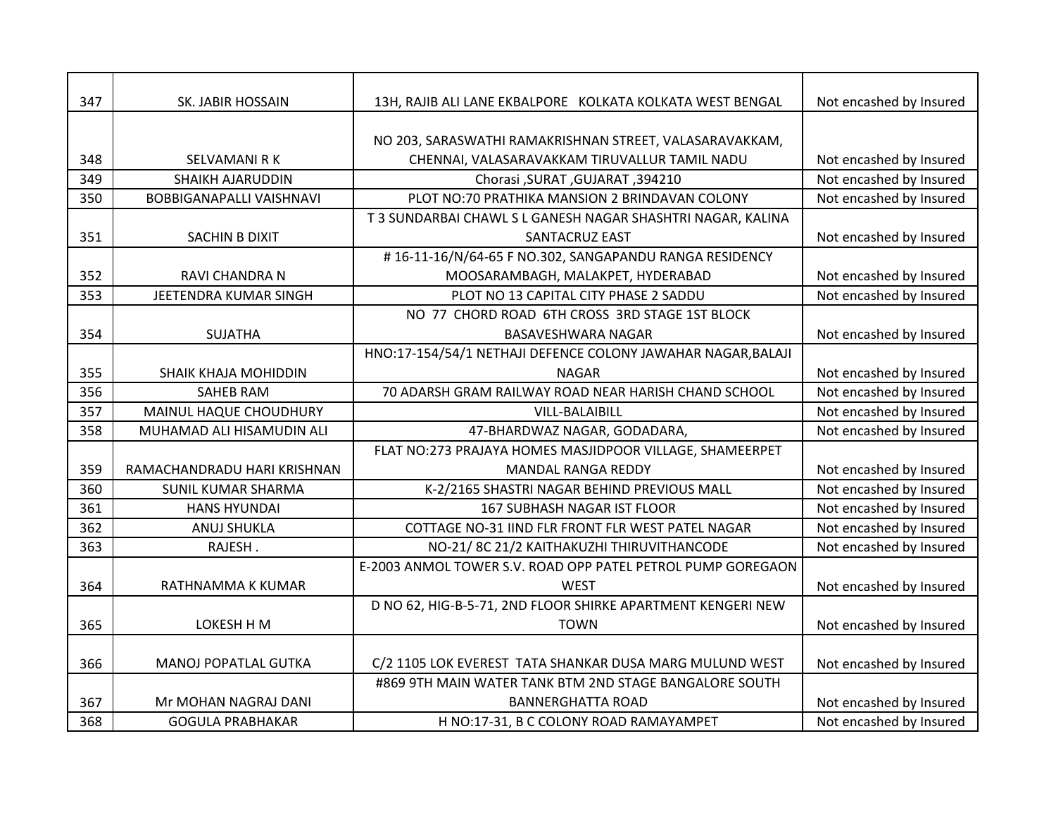| 347 | SK. JABIR HOSSAIN | 13H, RAJIB ALI LANE EKBALPORE KOLKATA KOLKATA WEST BENGAL | Not encashed by Insured |
|---|---|---|---|
| 348 | SELVAMANI R K | NO 203, SARASWATHI RAMAKRISHNAN STREET, VALASARAVAKKAM, CHENNAI, VALASARAVAKKAM TIRUVALLUR TAMIL NADU | Not encashed by Insured |
| 349 | SHAIKH AJARUDDIN | Chorasi ,SURAT ,GUJARAT ,394210 | Not encashed by Insured |
| 350 | BOBBIGANAPALLI VAISHNAVI | PLOT NO:70 PRATHIKA MANSION 2 BRINDAVAN COLONY | Not encashed by Insured |
| 351 | SACHIN B DIXIT | T 3 SUNDARBAI CHAWL S L GANESH NAGAR SHASHTRI NAGAR, KALINA SANTACRUZ EAST | Not encashed by Insured |
| 352 | RAVI CHANDRA N | # 16-11-16/N/64-65 F NO.302, SANGAPANDU RANGA RESIDENCY MOOSARAMBAGH, MALAKPET, HYDERABAD | Not encashed by Insured |
| 353 | JEETENDRA KUMAR SINGH | PLOT NO 13 CAPITAL CITY PHASE 2 SADDU | Not encashed by Insured |
| 354 | SUJATHA | NO 77 CHORD ROAD 6TH CROSS 3RD STAGE 1ST BLOCK BASAVESHWARA NAGAR | Not encashed by Insured |
| 355 | SHAIK KHAJA MOHIDDIN | HNO:17-154/54/1 NETHAJI DEFENCE COLONY JAWAHAR NAGAR,BALAJI NAGAR | Not encashed by Insured |
| 356 | SAHEB RAM | 70 ADARSH GRAM RAILWAY ROAD NEAR HARISH CHAND SCHOOL | Not encashed by Insured |
| 357 | MAINUL HAQUE CHOUDHURY | VILL-BALAIBILL | Not encashed by Insured |
| 358 | MUHAMAD ALI HISAMUDIN ALI | 47-BHARDWAZ NAGAR, GODADARA, | Not encashed by Insured |
| 359 | RAMACHANDRADU HARI KRISHNAN | FLAT NO:273 PRAJAYA HOMES MASJIDPOOR VILLAGE, SHAMEERPET MANDAL RANGA REDDY | Not encashed by Insured |
| 360 | SUNIL KUMAR SHARMA | K-2/2165 SHASTRI NAGAR BEHIND PREVIOUS MALL | Not encashed by Insured |
| 361 | HANS HYUNDAI | 167 SUBHASH NAGAR IST FLOOR | Not encashed by Insured |
| 362 | ANUJ SHUKLA | COTTAGE NO-31 IIND FLR FRONT FLR WEST PATEL NAGAR | Not encashed by Insured |
| 363 | RAJESH . | NO-21/ 8C 21/2 KAITHAKUZHI THIRUVITHANCODE | Not encashed by Insured |
| 364 | RATHNAMMA K KUMAR | E-2003 ANMOL TOWER S.V. ROAD OPP PATEL PETROL PUMP GOREGAON WEST | Not encashed by Insured |
| 365 | LOKESH H M | D NO 62, HIG-B-5-71, 2ND FLOOR SHIRKE APARTMENT KENGERI NEW TOWN | Not encashed by Insured |
| 366 | MANOJ POPATLAL GUTKA | C/2 1105 LOK EVEREST TATA SHANKAR DUSA MARG MULUND WEST | Not encashed by Insured |
| 367 | Mr MOHAN NAGRAJ DANI | #869 9TH MAIN WATER TANK BTM 2ND STAGE BANGALORE SOUTH BANNERGHATTA ROAD | Not encashed by Insured |
| 368 | GOGULA PRABHAKAR | H NO:17-31, B C COLONY ROAD RAMAYAMPET | Not encashed by Insured |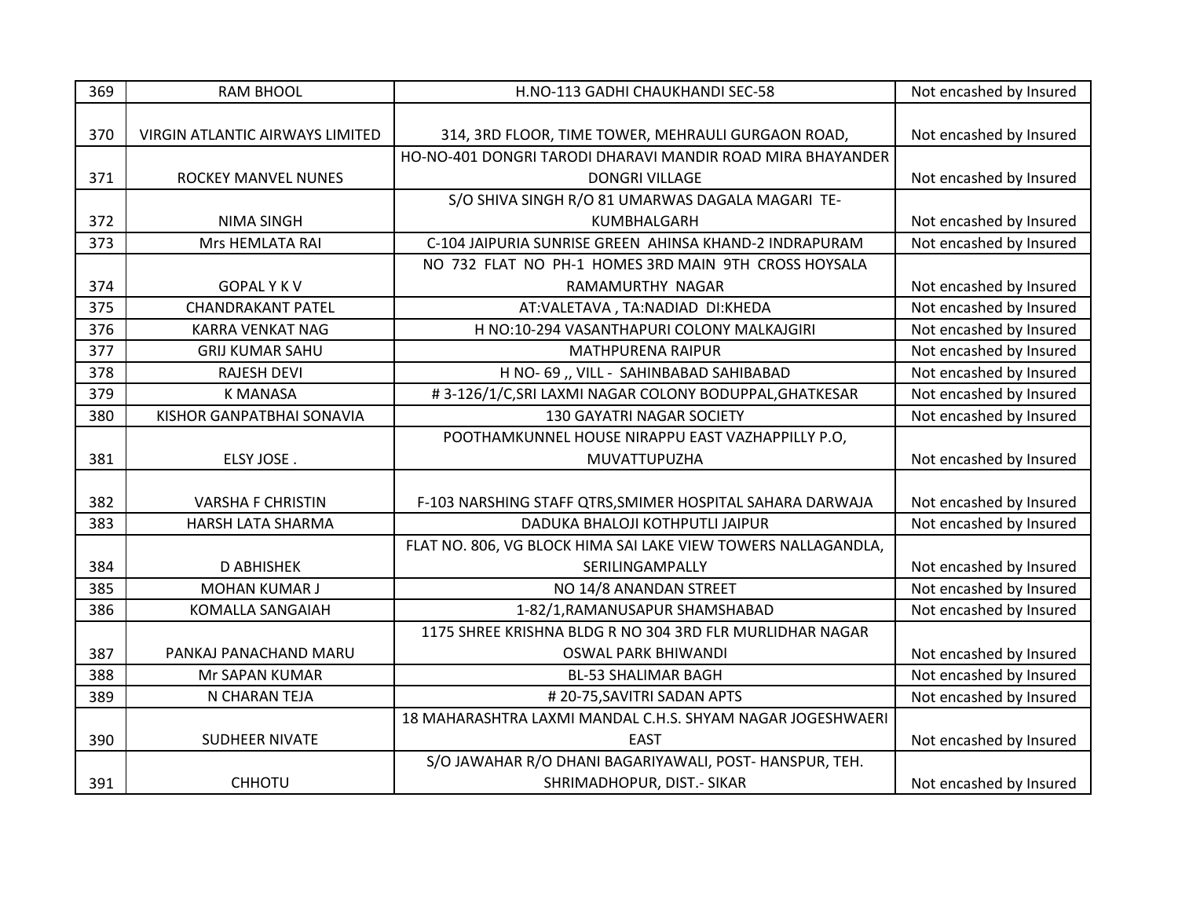| 369 | RAM BHOOL | H.NO-113 GADHI CHAUKHANDI SEC-58 | Not encashed by Insured |
|---|---|---|---|
| 370 | VIRGIN ATLANTIC AIRWAYS LIMITED | 314, 3RD FLOOR, TIME TOWER, MEHRAULI GURGAON ROAD, | Not encashed by Insured |
| 371 | ROCKEY MANVEL NUNES | HO-NO-401 DONGRI TARODI DHARAVI MANDIR ROAD MIRA BHAYANDER DONGRI VILLAGE | Not encashed by Insured |
| 372 | NIMA SINGH | S/O SHIVA SINGH R/O 81 UMARWAS DAGALA MAGARI TE-KUMBHALGARH | Not encashed by Insured |
| 373 | Mrs HEMLATA RAI | C-104 JAIPURIA SUNRISE GREEN AHINSA KHAND-2 INDRAPURAM | Not encashed by Insured |
| 374 | GOPAL Y K V | NO 732 FLAT NO PH-1 HOMES 3RD MAIN 9TH CROSS HOYSALA RAMAMURTHY NAGAR | Not encashed by Insured |
| 375 | CHANDRAKANT PATEL | AT:VALETAVA , TA:NADIAD DI:KHEDA | Not encashed by Insured |
| 376 | KARRA VENKAT NAG | H NO:10-294 VASANTHAPURI COLONY MALKAJGIRI | Not encashed by Insured |
| 377 | GRIJ KUMAR SAHU | MATHPURENA RAIPUR | Not encashed by Insured |
| 378 | RAJESH DEVI | H NO- 69 ,, VILL - SAHINBABAD SAHIBABAD | Not encashed by Insured |
| 379 | K MANASA | # 3-126/1/C,SRI LAXMI NAGAR COLONY BODUPPAL,GHATKESAR | Not encashed by Insured |
| 380 | KISHOR GANPATBHAI SONAVIA | 130 GAYATRI NAGAR SOCIETY | Not encashed by Insured |
| 381 | ELSY JOSE . | POOTHAMKUNNEL HOUSE NIRAPPU EAST VAZHAPPILLY P.O, MUVATTUPUZHA | Not encashed by Insured |
| 382 | VARSHA F CHRISTIN | F-103 NARSHING STAFF QTRS,SMIMER HOSPITAL SAHARA DARWAJA | Not encashed by Insured |
| 383 | HARSH LATA SHARMA | DADUKA BHALOJI KOTHPUTLI JAIPUR | Not encashed by Insured |
| 384 | D ABHISHEK | FLAT NO. 806, VG BLOCK HIMA SAI LAKE VIEW TOWERS NALLAGANDLA, SERILINGAMPALLY | Not encashed by Insured |
| 385 | MOHAN KUMAR J | NO 14/8 ANANDAN STREET | Not encashed by Insured |
| 386 | KOMALLA SANGAIAH | 1-82/1,RAMANUSAPUR SHAMSHABAD | Not encashed by Insured |
| 387 | PANKAJ PANACHAND MARU | 1175 SHREE KRISHNA BLDG R NO 304 3RD FLR MURLIDHAR NAGAR OSWAL PARK BHIWANDI | Not encashed by Insured |
| 388 | Mr SAPAN KUMAR | BL-53 SHALIMAR BAGH | Not encashed by Insured |
| 389 | N CHARAN TEJA | # 20-75,SAVITRI SADAN APTS | Not encashed by Insured |
| 390 | SUDHEER NIVATE | 18 MAHARASHTRA LAXMI MANDAL C.H.S. SHYAM NAGAR JOGESHWAERI EAST | Not encashed by Insured |
| 391 | CHHOTU | S/O JAWAHAR R/O DHANI BAGARIYAWALI, POST- HANSPUR, TEH. SHRIMADHOPUR, DIST.- SIKAR | Not encashed by Insured |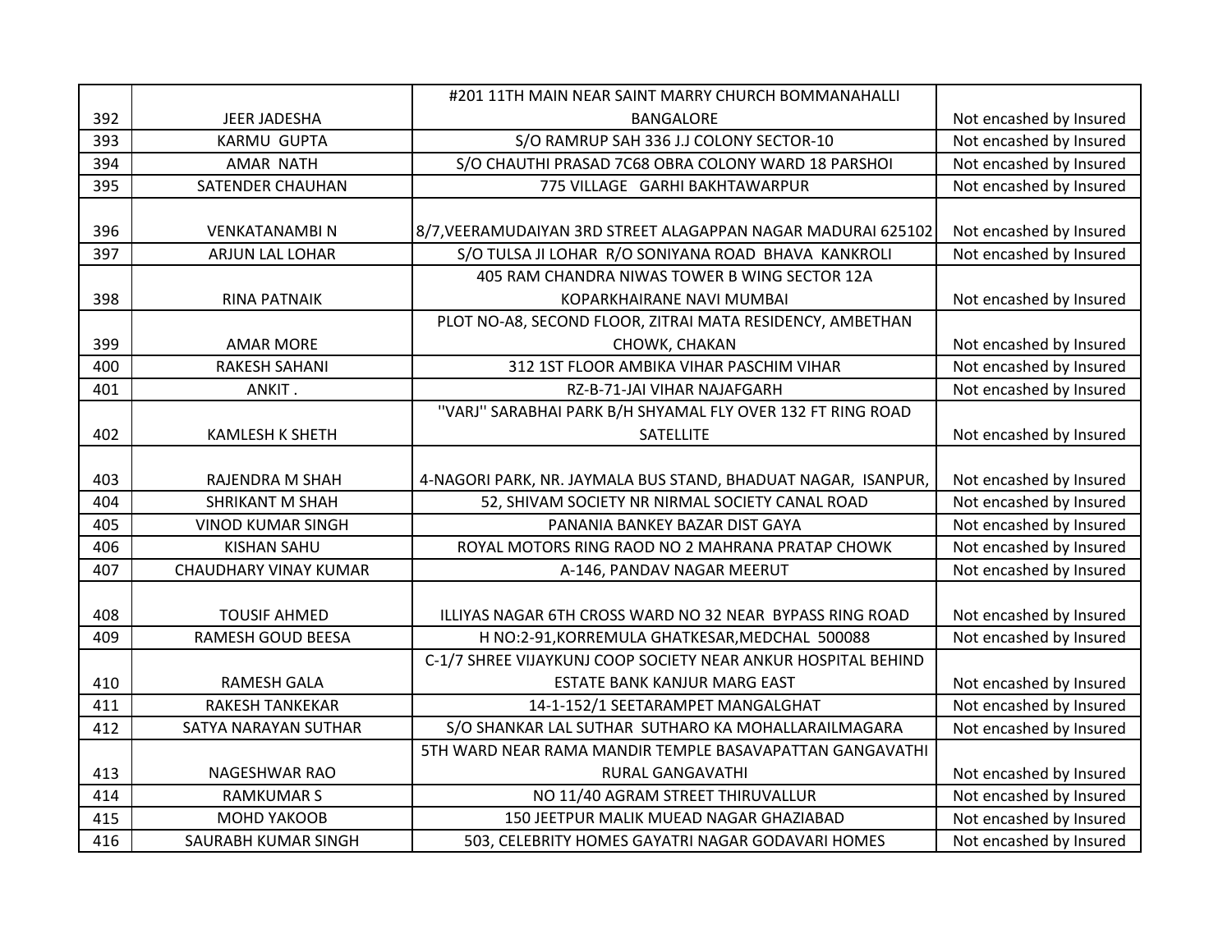| 392 | JEER JADESHA | #201 11TH MAIN NEAR SAINT MARRY CHURCH BOMMANAHALLI BANGALORE | Not encashed by Insured |
|---|---|---|---|
| 393 | KARMU GUPTA | S/O RAMRUP SAH 336 J.J COLONY SECTOR-10 | Not encashed by Insured |
| 394 | AMAR NATH | S/O CHAUTHI PRASAD 7C68 OBRA COLONY WARD 18 PARSHOI | Not encashed by Insured |
| 395 | SATENDER CHAUHAN | 775 VILLAGE GARHI BAKHTAWARPUR | Not encashed by Insured |
| 396 | VENKATANAMBI N | 8/7,VEERAMUDAIYAN 3RD STREET ALAGAPPAN NAGAR MADURAI 625102 | Not encashed by Insured |
| 397 | ARJUN LAL LOHAR | S/O TULSA JI LOHAR R/O SONIYANA ROAD BHAVA KANKROLI | Not encashed by Insured |
| 398 | RINA PATNAIK | 405 RAM CHANDRA NIWAS TOWER B WING SECTOR 12A KOPARKHAIRANE NAVI MUMBAI | Not encashed by Insured |
| 399 | AMAR MORE | PLOT NO-A8, SECOND FLOOR, ZITRAI MATA RESIDENCY, AMBETHAN CHOWK, CHAKAN | Not encashed by Insured |
| 400 | RAKESH SAHANI | 312 1ST FLOOR AMBIKA VIHAR PASCHIM VIHAR | Not encashed by Insured |
| 401 | ANKIT . | RZ-B-71-JAI VIHAR NAJAFGARH | Not encashed by Insured |
| 402 | KAMLESH K SHETH | "VARJ" SARABHAI PARK B/H SHYAMAL FLY OVER 132 FT RING ROAD SATELLITE | Not encashed by Insured |
| 403 | RAJENDRA M SHAH | 4-NAGORI PARK, NR. JAYMALA BUS STAND, BHADUAT NAGAR, ISANPUR, | Not encashed by Insured |
| 404 | SHRIKANT M SHAH | 52, SHIVAM SOCIETY NR NIRMAL SOCIETY CANAL ROAD | Not encashed by Insured |
| 405 | VINOD KUMAR SINGH | PANANIA BANKEY BAZAR DIST GAYA | Not encashed by Insured |
| 406 | KISHAN SAHU | ROYAL MOTORS RING RAOD NO 2 MAHRANA PRATAP CHOWK | Not encashed by Insured |
| 407 | CHAUDHARY VINAY KUMAR | A-146, PANDAV NAGAR MEERUT | Not encashed by Insured |
| 408 | TOUSIF AHMED | ILLIYAS NAGAR 6TH CROSS WARD NO 32 NEAR BYPASS RING ROAD | Not encashed by Insured |
| 409 | RAMESH GOUD BEESA | H NO:2-91,KORREMULA GHATKESAR,MEDCHAL 500088 | Not encashed by Insured |
| 410 | RAMESH GALA | C-1/7 SHREE VIJAYKUNJ COOP SOCIETY NEAR ANKUR HOSPITAL BEHIND ESTATE BANK KANJUR MARG EAST | Not encashed by Insured |
| 411 | RAKESH TANKEKAR | 14-1-152/1 SEETARAMPET MANGALGHAT | Not encashed by Insured |
| 412 | SATYA NARAYAN SUTHAR | S/O SHANKAR LAL SUTHAR SUTHARO KA MOHALLARAILMAGARA | Not encashed by Insured |
| 413 | NAGESHWAR RAO | 5TH WARD NEAR RAMA MANDIR TEMPLE BASAVAPATTAN GANGAVATHI RURAL GANGAVATHI | Not encashed by Insured |
| 414 | RAMKUMAR S | NO 11/40 AGRAM STREET THIRUVALLUR | Not encashed by Insured |
| 415 | MOHD YAKOOB | 150 JEETPUR MALIK MUEAD NAGAR GHAZIABAD | Not encashed by Insured |
| 416 | SAURABH KUMAR SINGH | 503, CELEBRITY HOMES GAYATRI NAGAR GODAVARI HOMES | Not encashed by Insured |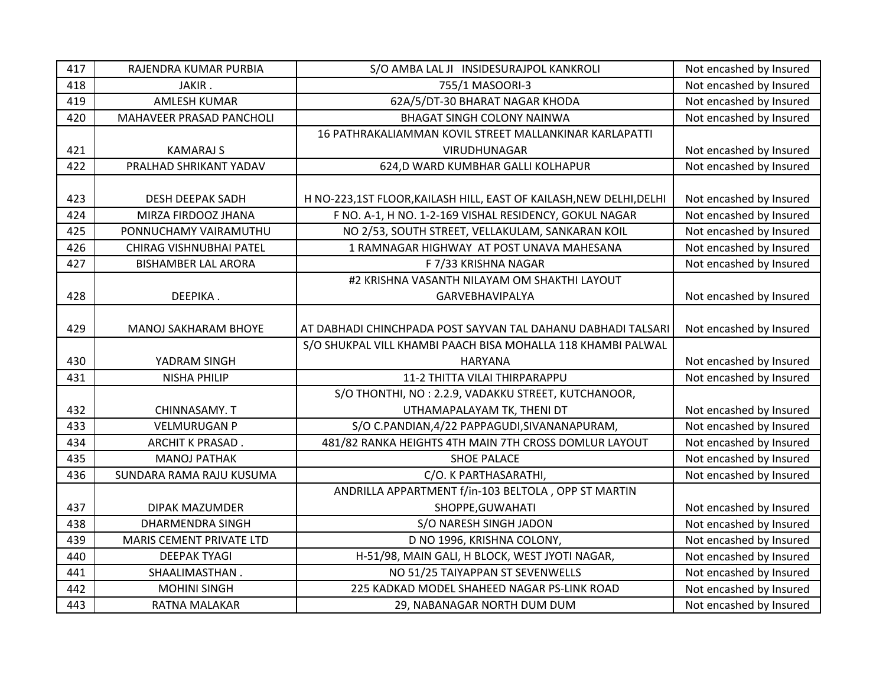| 417 | RAJENDRA KUMAR PURBIA | S/O AMBA LAL JI INSIDESURAJPOL KANKROLI | Not encashed by Insured |
|---|---|---|---|
| 418 | JAKIR . | 755/1 MASOORI-3 | Not encashed by Insured |
| 419 | AMLESH KUMAR | 62A/5/DT-30 BHARAT NAGAR KHODA | Not encashed by Insured |
| 420 | MAHAVEER PRASAD PANCHOLI | BHAGAT SINGH COLONY NAINWA | Not encashed by Insured |
| 421 | KAMARAJ S | 16 PATHRAKALIAMMAN KOVIL STREET MALLANKINAR KARLAPATTI VIRUDHUNAGAR | Not encashed by Insured |
| 422 | PRALHAD SHRIKANT YADAV | 624,D WARD KUMBHAR GALLI KOLHAPUR | Not encashed by Insured |
| 423 | DESH DEEPAK SADH | H NO-223,1ST FLOOR,KAILASH HILL, EAST OF KAILASH,NEW DELHI,DELHI | Not encashed by Insured |
| 424 | MIRZA FIRDOOZ JHANA | F NO. A-1, H NO. 1-2-169 VISHAL RESIDENCY, GOKUL NAGAR | Not encashed by Insured |
| 425 | PONNUCHAMY VAIRAMUTHU | NO 2/53, SOUTH STREET, VELLAKULAM, SANKARAN KOIL | Not encashed by Insured |
| 426 | CHIRAG VISHNUBHAI PATEL | 1 RAMNAGAR HIGHWAY AT POST UNAVA MAHESANA | Not encashed by Insured |
| 427 | BISHAMBER LAL ARORA | F 7/33 KRISHNA NAGAR | Not encashed by Insured |
| 428 | DEEPIKA . | #2 KRISHNA VASANTH NILAYAM OM SHAKTHI LAYOUT GARVEBHAVIPALYA | Not encashed by Insured |
| 429 | MANOJ SAKHARAM BHOYE | AT DABHADI CHINCHPADA POST SAYVAN TAL DAHANU DABHADI TALSARI | Not encashed by Insured |
| 430 | YADRAM SINGH | S/O SHUKPAL VILL KHAMBI PAACH BISA MOHALLA 118 KHAMBI PALWAL HARYANA | Not encashed by Insured |
| 431 | NISHA PHILIP | 11-2 THITTA VILAI THIRPARAPPU | Not encashed by Insured |
| 432 | CHINNASAMY. T | S/O THONTHI, NO : 2.2.9, VADAKKU STREET, KUTCHANOOR, UTHAMAPALAYAM TK, THENI DT | Not encashed by Insured |
| 433 | VELMURUGAN P | S/O C.PANDIAN,4/22 PAPPAGUDI,SIVANANAPURAM, | Not encashed by Insured |
| 434 | ARCHIT K PRASAD . | 481/82 RANKA HEIGHTS 4TH MAIN 7TH CROSS DOMLUR LAYOUT | Not encashed by Insured |
| 435 | MANOJ PATHAK | SHOE PALACE | Not encashed by Insured |
| 436 | SUNDARA RAMA RAJU KUSUMA | C/O. K PARTHASARATHI, | Not encashed by Insured |
| 437 | DIPAK MAZUMDER | ANDRILLA APPARTMENT f/in-103 BELTOLA , OPP ST MARTIN SHOPPE,GUWAHATI | Not encashed by Insured |
| 438 | DHARMENDRA SINGH | S/O NARESH SINGH JADON | Not encashed by Insured |
| 439 | MARIS CEMENT PRIVATE LTD | D NO 1996, KRISHNA COLONY, | Not encashed by Insured |
| 440 | DEEPAK TYAGI | H-51/98, MAIN GALI, H BLOCK, WEST JYOTI NAGAR, | Not encashed by Insured |
| 441 | SHAALIMASTHAN . | NO 51/25 TAIYAPPAN ST SEVENWELLS | Not encashed by Insured |
| 442 | MOHINI SINGH | 225 KADKAD MODEL SHAHEED NAGAR PS-LINK ROAD | Not encashed by Insured |
| 443 | RATNA MALAKAR | 29, NABANAGAR NORTH DUM DUM | Not encashed by Insured |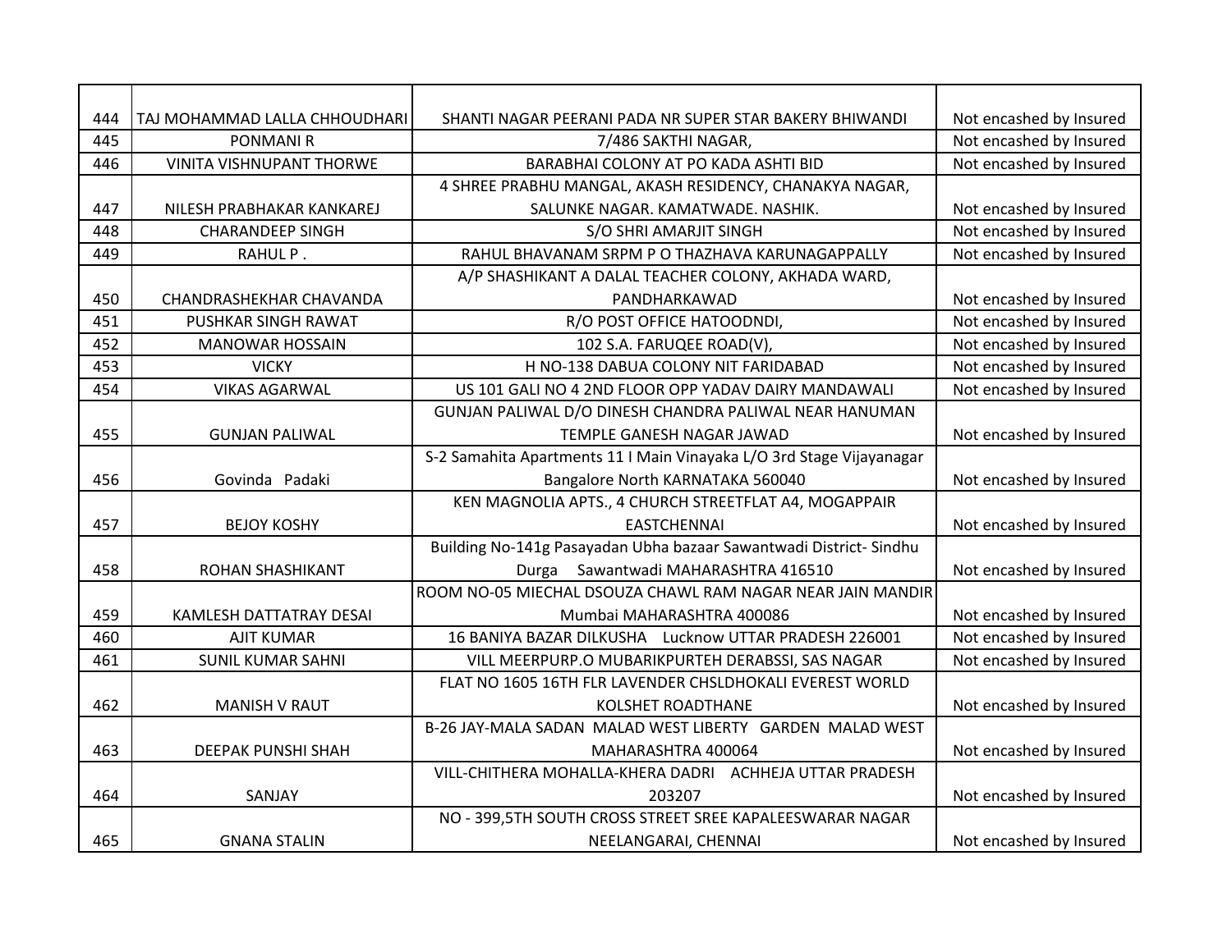| 444 | TAJ MOHAMMAD LALLA CHHOUDHARI | SHANTI NAGAR PEERANI PADA NR SUPER STAR BAKERY BHIWANDI | Not encashed by Insured |
|---|---|---|---|
| 445 | PONMANI R | 7/486 SAKTHI NAGAR, | Not encashed by Insured |
| 446 | VINITA VISHNUPANT THORWE | BARABHAI COLONY AT PO KADA ASHTI BID | Not encashed by Insured |
| 447 | NILESH PRABHAKAR KANKAREJ | 4 SHREE PRABHU MANGAL, AKASH RESIDENCY, CHANAKYA NAGAR, SALUNKE NAGAR. KAMATWADE. NASHIK. | Not encashed by Insured |
| 448 | CHARANDEEP SINGH | S/O SHRI AMARJIT SINGH | Not encashed by Insured |
| 449 | RAHUL P . | RAHUL BHAVANAM SRPM P O THAZHAVA KARUNAGAPPALLY | Not encashed by Insured |
| 450 | CHANDRASHEKHAR CHAVANDA | A/P SHASHIKANT A DALAL TEACHER COLONY, AKHADA WARD, PANDHARKAWAD | Not encashed by Insured |
| 451 | PUSHKAR SINGH RAWAT | R/O POST OFFICE HATOODNDI, | Not encashed by Insured |
| 452 | MANOWAR HOSSAIN | 102 S.A. FARUQEE ROAD(V), | Not encashed by Insured |
| 453 | VICKY | H NO-138 DABUA COLONY NIT FARIDABAD | Not encashed by Insured |
| 454 | VIKAS AGARWAL | US 101 GALI NO 4 2ND FLOOR OPP YADAV DAIRY MANDAWALI | Not encashed by Insured |
| 455 | GUNJAN PALIWAL | GUNJAN PALIWAL D/O DINESH CHANDRA PALIWAL NEAR HANUMAN TEMPLE GANESH NAGAR JAWAD | Not encashed by Insured |
| 456 | Govinda Padaki | S-2 Samahita Apartments 11 I Main Vinayaka L/O 3rd Stage Vijayanagar Bangalore North KARNATAKA 560040 | Not encashed by Insured |
| 457 | BEJOY KOSHY | KEN MAGNOLIA APTS., 4 CHURCH STREETFLAT A4, MOGAPPAIR EASTCHENNAI | Not encashed by Insured |
| 458 | ROHAN SHASHIKANT | Building No-141g Pasayadan Ubha bazaar Sawantwadi District- Sindhu Durga Sawantwadi MAHARASHTRA 416510 | Not encashed by Insured |
| 459 | KAMLESH DATTATRAY DESAI | ROOM NO-05 MIECHAL DSOUZA CHAWL RAM NAGAR NEAR JAIN MANDIR Mumbai MAHARASHTRA 400086 | Not encashed by Insured |
| 460 | AJIT KUMAR | 16 BANIYA BAZAR DILKUSHA Lucknow UTTAR PRADESH 226001 | Not encashed by Insured |
| 461 | SUNIL KUMAR SAHNI | VILL MEERPURP.O MUBARIKPURTEH DERABSSI, SAS NAGAR | Not encashed by Insured |
| 462 | MANISH V RAUT | FLAT NO 1605 16TH FLR LAVENDER CHSLDHOKALI EVEREST WORLD KOLSHET ROADTHANE | Not encashed by Insured |
| 463 | DEEPAK PUNSHI SHAH | B-26 JAY-MALA SADAN MALAD WEST LIBERTY GARDEN MALAD WEST MAHARASHTRA 400064 | Not encashed by Insured |
| 464 | SANJAY | VILL-CHITHERA MOHALLA-KHERA DADRI ACHHEJA UTTAR PRADESH 203207 | Not encashed by Insured |
| 465 | GNANA STALIN | NO - 399,5TH SOUTH CROSS STREET SREE KAPALEESWARAR NAGAR NEELANGARAI, CHENNAI | Not encashed by Insured |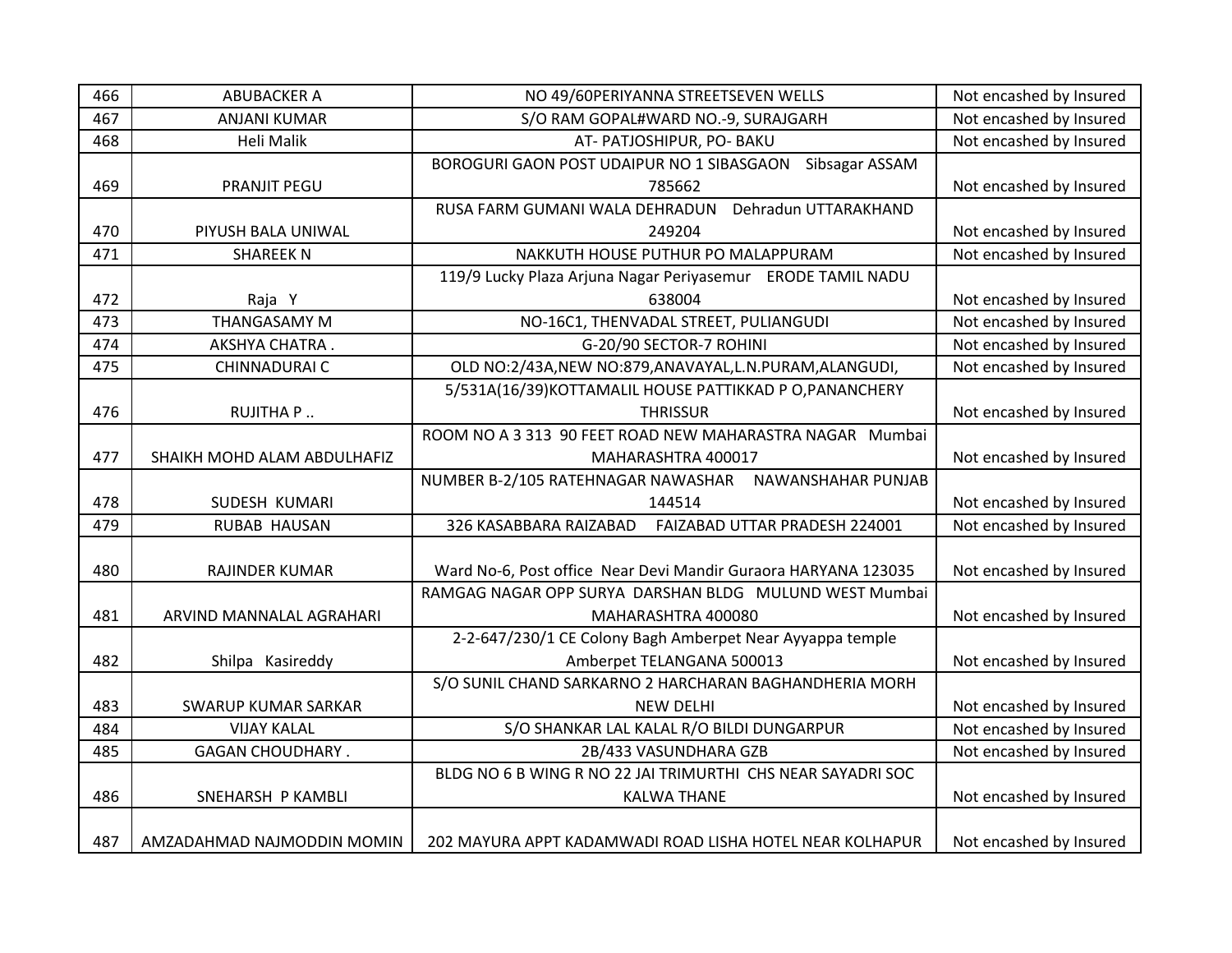| 466 | ABUBACKER A | NO 49/60PERIYANNA STREETSEVEN WELLS | Not encashed by Insured |
|---|---|---|---|
| 467 | ANJANI KUMAR | S/O RAM GOPAL#WARD NO.-9, SURAJGARH | Not encashed by Insured |
| 468 | Heli Malik | AT- PATJOSHIPUR, PO- BAKU | Not encashed by Insured |
| 469 | PRANJIT PEGU | BOROGURI GAON POST UDAIPUR NO 1 SIBASGAON Sibsagar ASSAM 785662 | Not encashed by Insured |
| 470 | PIYUSH BALA UNIWAL | RUSA FARM GUMANI WALA DEHRADUN Dehradun UTTARAKHAND 249204 | Not encashed by Insured |
| 471 | SHAREEK N | NAKKUTH HOUSE PUTHUR PO MALAPPURAM | Not encashed by Insured |
| 472 | Raja Y | 119/9 Lucky Plaza Arjuna Nagar Periyasemur ERODE TAMIL NADU 638004 | Not encashed by Insured |
| 473 | THANGASAMY M | NO-16C1, THENVADAL STREET, PULIANGUDI | Not encashed by Insured |
| 474 | AKSHYA CHATRA . | G-20/90 SECTOR-7 ROHINI | Not encashed by Insured |
| 475 | CHINNADURAI C | OLD NO:2/43A,NEW NO:879,ANAVAYAL,L.N.PURAM,ALANGUDI, | Not encashed by Insured |
| 476 | RUJITHA P .. | 5/531A(16/39)KOTTAMALIL HOUSE PATTIKKAD P O,PANANCHERY THRISSUR | Not encashed by Insured |
| 477 | SHAIKH MOHD ALAM ABDULHAFIZ | ROOM NO A 3 313 90 FEET ROAD NEW MAHARASTRA NAGAR Mumbai MAHARASHTRA 400017 | Not encashed by Insured |
| 478 | SUDESH KUMARI | NUMBER B-2/105 RATEHNAGAR NAWASHAR NAWANSHAHAR PUNJAB 144514 | Not encashed by Insured |
| 479 | RUBAB HAUSAN | 326 KASABBARA RAIZABAD FAIZABAD UTTAR PRADESH 224001 | Not encashed by Insured |
| 480 | RAJINDER KUMAR | Ward No-6, Post office Near Devi Mandir Guraora HARYANA 123035 | Not encashed by Insured |
| 481 | ARVIND MANNALAL AGRAHARI | RAMGAG NAGAR OPP SURYA DARSHAN BLDG MULUND WEST Mumbai MAHARASHTRA 400080 | Not encashed by Insured |
| 482 | Shilpa Kasireddy | 2-2-647/230/1 CE Colony Bagh Amberpet Near Ayyappa temple Amberpet TELANGANA 500013 | Not encashed by Insured |
| 483 | SWARUP KUMAR SARKAR | S/O SUNIL CHAND SARKARNO 2 HARCHARAN BAGHANDHERIA MORH NEW DELHI | Not encashed by Insured |
| 484 | VIJAY KALAL | S/O SHANKAR LAL KALAL R/O BILDI DUNGARPUR | Not encashed by Insured |
| 485 | GAGAN CHOUDHARY . | 2B/433 VASUNDHARA GZB | Not encashed by Insured |
| 486 | SNEHARSH P KAMBLI | BLDG NO 6 B WING R NO 22 JAI TRIMURTHI CHS NEAR SAYADRI SOC KALWA THANE | Not encashed by Insured |
| 487 | AMZADAHMAD NAJMODDIN MOMIN | 202 MAYURA APPT KADAMWADI ROAD LISHA HOTEL NEAR KOLHAPUR | Not encashed by Insured |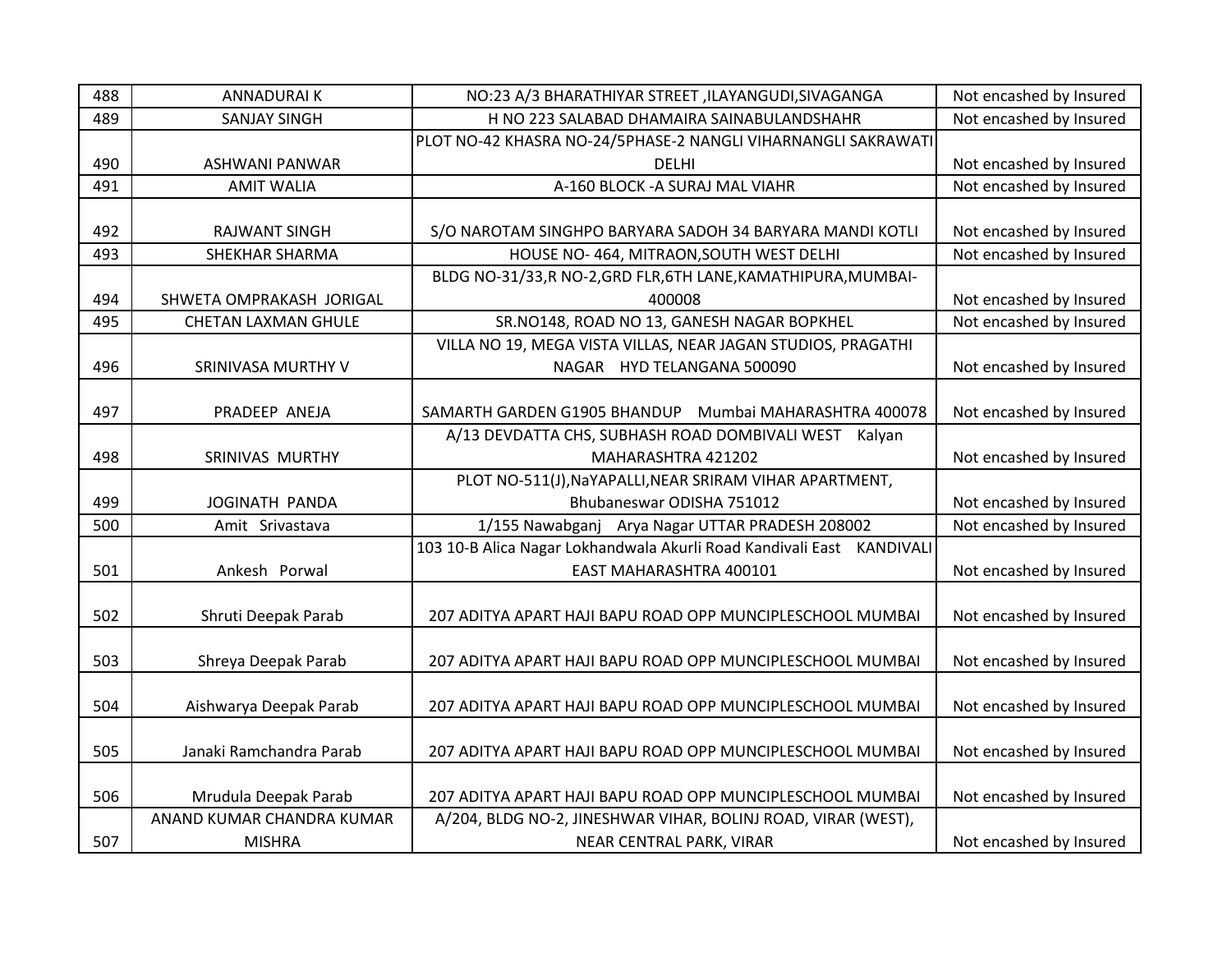| 488 | ANNADURAI K | NO:23 A/3 BHARATHIYAR STREET ,ILAYANGUDI,SIVAGANGA | Not encashed by Insured |
|---|---|---|---|
| 489 | SANJAY SINGH | H NO 223 SALABAD DHAMAIRA SAINABULANDSHAHR | Not encashed by Insured |
| 490 | ASHWANI PANWAR | PLOT NO-42 KHASRA NO-24/5PHASE-2 NANGLI VIHARNANGLI SAKRAWATI DELHI | Not encashed by Insured |
| 491 | AMIT WALIA | A-160 BLOCK -A SURAJ MAL VIAHR | Not encashed by Insured |
| 492 | RAJWANT SINGH | S/O NAROTAM SINGHPO BARYARA SADOH 34 BARYARA MANDI KOTLI | Not encashed by Insured |
| 493 | SHEKHAR SHARMA | HOUSE NO- 464, MITRAON,SOUTH WEST DELHI | Not encashed by Insured |
| 494 | SHWETA OMPRAKASH JORIGAL | BLDG NO-31/33,R NO-2,GRD FLR,6TH LANE,KAMATHIPURA,MUMBAI-400008 | Not encashed by Insured |
| 495 | CHETAN LAXMAN GHULE | SR.NO148, ROAD NO 13, GANESH NAGAR BOPKHEL | Not encashed by Insured |
| 496 | SRINIVASA MURTHY V | VILLA NO 19, MEGA VISTA VILLAS, NEAR JAGAN STUDIOS, PRAGATHI NAGAR HYD TELANGANA 500090 | Not encashed by Insured |
| 497 | PRADEEP ANEJA | SAMARTH GARDEN G1905 BHANDUP Mumbai MAHARASHTRA 400078 | Not encashed by Insured |
| 498 | SRINIVAS MURTHY | A/13 DEVDATTA CHS, SUBHASH ROAD DOMBIVALI WEST Kalyan MAHARASHTRA 421202 | Not encashed by Insured |
| 499 | JOGINATH PANDA | PLOT NO-511(J),NaYAPALLI,NEAR SRIRAM VIHAR APARTMENT, Bhubaneswar ODISHA 751012 | Not encashed by Insured |
| 500 | Amit Srivastava | 1/155 Nawabganj Arya Nagar UTTAR PRADESH 208002 | Not encashed by Insured |
| 501 | Ankesh Porwal | 103 10-B Alica Nagar Lokhandwala Akurli Road Kandivali East KANDIVALI EAST MAHARASHTRA 400101 | Not encashed by Insured |
| 502 | Shruti Deepak Parab | 207 ADITYA APART HAJI BAPU ROAD OPP MUNCIPLESCHOOL MUMBAI | Not encashed by Insured |
| 503 | Shreya Deepak Parab | 207 ADITYA APART HAJI BAPU ROAD OPP MUNCIPLESCHOOL MUMBAI | Not encashed by Insured |
| 504 | Aishwarya Deepak Parab | 207 ADITYA APART HAJI BAPU ROAD OPP MUNCIPLESCHOOL MUMBAI | Not encashed by Insured |
| 505 | Janaki Ramchandra Parab | 207 ADITYA APART HAJI BAPU ROAD OPP MUNCIPLESCHOOL MUMBAI | Not encashed by Insured |
| 506 | Mrudula Deepak Parab | 207 ADITYA APART HAJI BAPU ROAD OPP MUNCIPLESCHOOL MUMBAI | Not encashed by Insured |
| 507 | ANAND KUMAR CHANDRA KUMAR MISHRA | A/204, BLDG NO-2, JINESHWAR VIHAR, BOLINJ ROAD, VIRAR (WEST), NEAR CENTRAL PARK, VIRAR | Not encashed by Insured |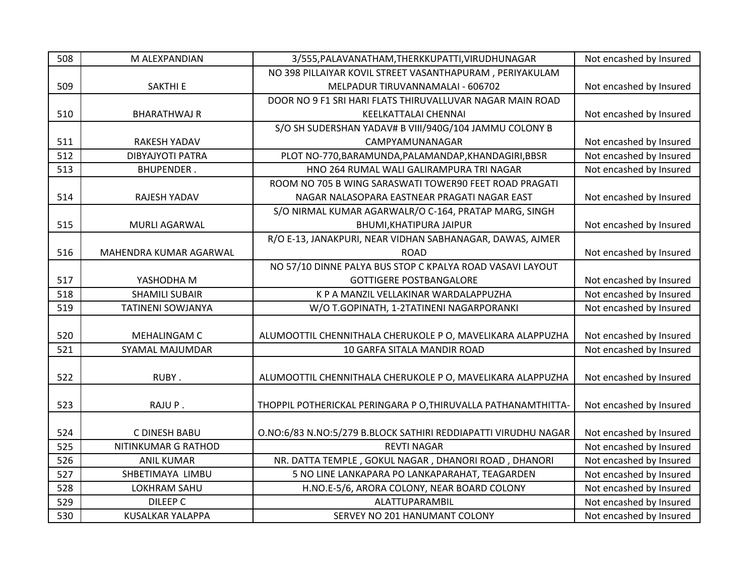| 508 | M ALEXPANDIAN | 3/555,PALAVANATHAM,THERKKUPATTI,VIRUDHUNAGAR | Not encashed by Insured |
|---|---|---|---|
| 509 | SAKTHI E | NO 398 PILLAIYAR KOVIL STREET VASANTHAPURAM , PERIYAKULAM MELPADUR TIRUVANNAMALAI - 606702 | Not encashed by Insured |
| 510 | BHARATHWAJ R | DOOR NO 9 F1 SRI HARI FLATS THIRUVALLUVAR NAGAR MAIN ROAD KEELKATTALAI CHENNAI | Not encashed by Insured |
| 511 | RAKESH YADAV | S/O SH SUDERSHAN YADAV# B VIII/940G/104 JAMMU COLONY B CAMPYAMUNANAGAR | Not encashed by Insured |
| 512 | DIBYAJYOTI PATRA | PLOT NO-770,BARAMUNDA,PALAMANDAP,KHANDAGIRI,BBSR | Not encashed by Insured |
| 513 | BHUPENDER . | HNO 264 RUMAL WALI GALIRAMPURA TRI NAGAR | Not encashed by Insured |
| 514 | RAJESH YADAV | ROOM NO 705 B WING SARASWATI TOWER90 FEET ROAD PRAGATI NAGAR NALASOPARA EASTNEAR PRAGATI NAGAR EAST | Not encashed by Insured |
| 515 | MURLI AGARWAL | S/O NIRMAL KUMAR AGARWALR/O C-164, PRATAP MARG, SINGH BHUMI,KHATIPURA JAIPUR | Not encashed by Insured |
| 516 | MAHENDRA KUMAR AGARWAL | R/O E-13, JANAKPURI, NEAR VIDHAN SABHANAGAR, DAWAS, AJMER ROAD | Not encashed by Insured |
| 517 | YASHODHA M | NO 57/10 DINNE PALYA BUS STOP C KPALYA ROAD VASAVI LAYOUT GOTTIGERE POSTBANGALORE | Not encashed by Insured |
| 518 | SHAMILI SUBAIR | K P A MANZIL VELLAKINAR WARDALAPPUZHA | Not encashed by Insured |
| 519 | TATINENI SOWJANYA | W/O T.GOPINATH, 1-2TATINENI NAGARPORANKI | Not encashed by Insured |
| 520 | MEHALINGAM C | ALUMOOTTIL CHENNITHALA CHERUKOLE P O, MAVELIKARA ALAPPUZHA | Not encashed by Insured |
| 521 | SYAMAL MAJUMDAR | 10 GARFA SITALA MANDIR ROAD | Not encashed by Insured |
| 522 | RUBY . | ALUMOOTTIL CHENNITHALA CHERUKOLE P O, MAVELIKARA ALAPPUZHA | Not encashed by Insured |
| 523 | RAJU P . | THOPPIL POTHERICKAL PERINGARA P O,THIRUVALLA PATHANAMTHITTA- | Not encashed by Insured |
| 524 | C DINESH BABU | O.NO:6/83 N.NO:5/279 B.BLOCK SATHIRI REDDIAPATTI VIRUDHU NAGAR | Not encashed by Insured |
| 525 | NITINKUMAR G RATHOD | REVTI NAGAR | Not encashed by Insured |
| 526 | ANIL KUMAR | NR. DATTA TEMPLE , GOKUL NAGAR , DHANORI ROAD , DHANORI | Not encashed by Insured |
| 527 | SHBETIMAYA LIMBU | 5 NO LINE LANKAPARA PO LANKAPARAHAT, TEAGARDEN | Not encashed by Insured |
| 528 | LOKHRAM SAHU | H.NO.E-5/6, ARORA COLONY, NEAR BOARD COLONY | Not encashed by Insured |
| 529 | DILEEP C | ALATTUPARAMBIL | Not encashed by Insured |
| 530 | KUSALKAR YALAPPA | SERVEY NO 201 HANUMANT COLONY | Not encashed by Insured |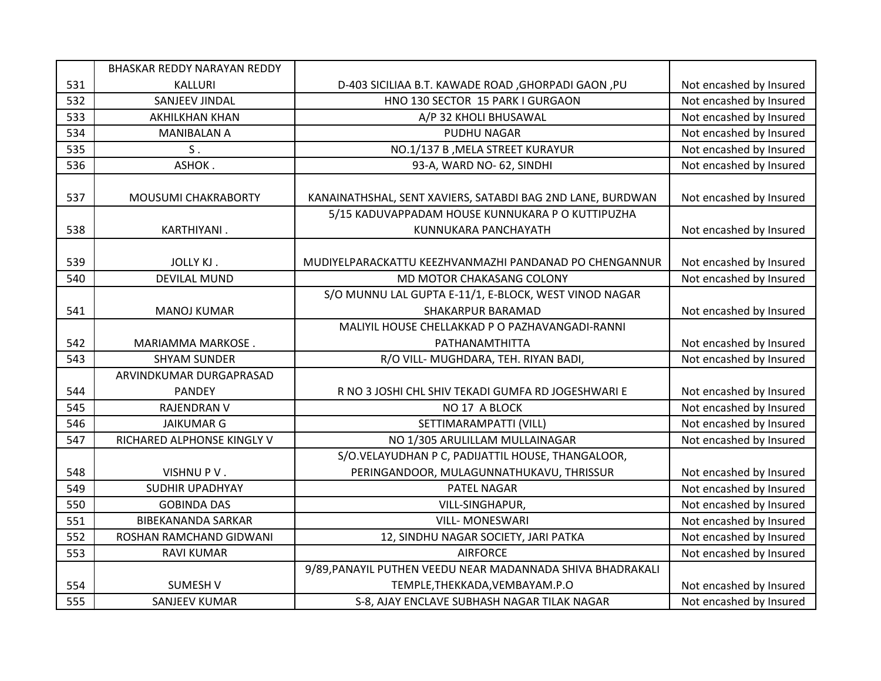| 531 | BHASKAR REDDY NARAYAN REDDY KALLURI | D-403 SICILIAA B.T. KAWADE ROAD ,GHORPADI GAON ,PU | Not encashed by Insured |
|---|---|---|---|
| 532 | SANJEEV JINDAL | HNO 130 SECTOR 15 PARK I GURGAON | Not encashed by Insured |
| 533 | AKHILKHAN KHAN | A/P 32 KHOLI BHUSAWAL | Not encashed by Insured |
| 534 | MANIBALAN A | PUDHU NAGAR | Not encashed by Insured |
| 535 | S . | NO.1/137 B ,MELA STREET KURAYUR | Not encashed by Insured |
| 536 | ASHOK . | 93-A, WARD NO- 62, SINDHI | Not encashed by Insured |
| 537 | MOUSUMI CHAKRABORTY | KANAINATHSHAL, SENT XAVIERS, SATABDI BAG 2ND LANE, BURDWAN | Not encashed by Insured |
| 538 | KARTHIYANI . | 5/15 KADUVAPPADAM HOUSE KUNNUKARA P O KUTTIPUZHA KUNNUKARA PANCHAYATH | Not encashed by Insured |
| 539 | JOLLY KJ . | MUDIYELPARACKATTU KEEZHVANMAZHI PANDANAD PO CHENGANNUR | Not encashed by Insured |
| 540 | DEVILAL MUND | MD MOTOR CHAKASANG COLONY | Not encashed by Insured |
| 541 | MANOJ KUMAR | S/O MUNNU LAL GUPTA E-11/1, E-BLOCK, WEST VINOD NAGAR SHAKARPUR BARAMAD | Not encashed by Insured |
| 542 | MARIAMMA MARKOSE . | MALIYIL HOUSE CHELLAKKAD P O PAZHAVANGADI-RANNI PATHANAMTHITTA | Not encashed by Insured |
| 543 | SHYAM SUNDER | R/O VILL- MUGHDARA, TEH. RIYAN BADI, | Not encashed by Insured |
| 544 | ARVINDKUMAR DURGAPRASAD PANDEY | R NO 3 JOSHI CHL SHIV TEKADI GUMFA RD JOGESHWARI E | Not encashed by Insured |
| 545 | RAJENDRAN V | NO 17 A BLOCK | Not encashed by Insured |
| 546 | JAIKUMAR G | SETTIMARAMPATTI (VILL) | Not encashed by Insured |
| 547 | RICHARED ALPHONSE KINGLY V | NO 1/305 ARULILLAM MULLAINAGAR | Not encashed by Insured |
| 548 | VISHNU P V . | S/O.VELAYUDHAN P C, PADIJATTIL HOUSE, THANGALOOR, PERINGANDOOR, MULAGUNNATHUKAVU, THRISSUR | Not encashed by Insured |
| 549 | SUDHIR UPADHYAY | PATEL NAGAR | Not encashed by Insured |
| 550 | GOBINDA DAS | VILL-SINGHAPUR, | Not encashed by Insured |
| 551 | BIBEKANANDA SARKAR | VILL- MONESWARI | Not encashed by Insured |
| 552 | ROSHAN RAMCHAND GIDWANI | 12, SINDHU NAGAR SOCIETY, JARI PATKA | Not encashed by Insured |
| 553 | RAVI KUMAR | AIRFORCE | Not encashed by Insured |
| 554 | SUMESH V | 9/89,PANAYIL PUTHEN VEEDU NEAR MADANNADA SHIVA BHADRAKALI TEMPLE,THEKKADA,VEMBAYAM.P.O | Not encashed by Insured |
| 555 | SANJEEV KUMAR | S-8, AJAY ENCLAVE SUBHASH NAGAR TILAK NAGAR | Not encashed by Insured |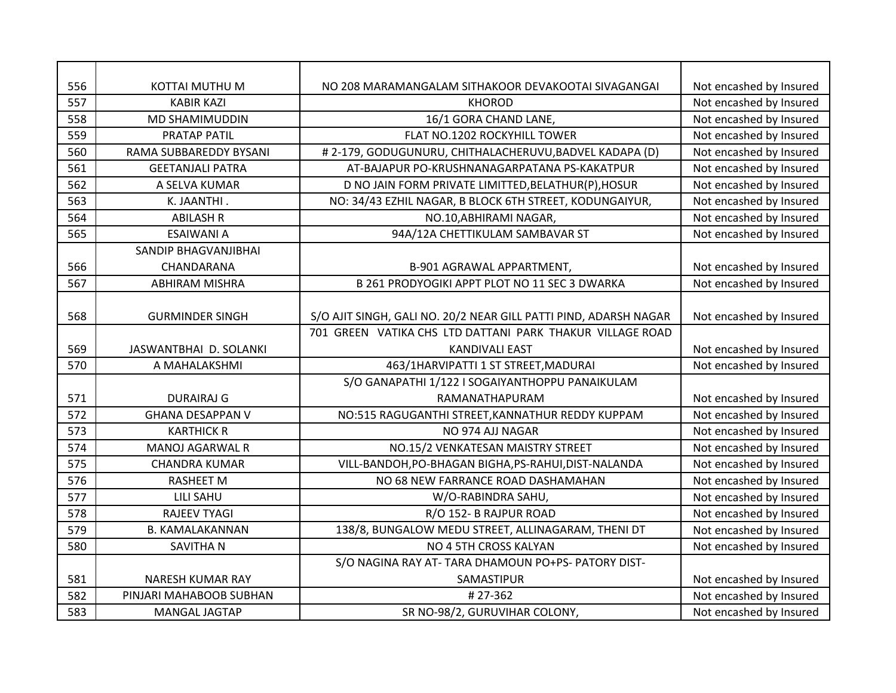| 556 | KOTTAI MUTHU M | NO 208 MARAMANGALAM SITHAKOOR DEVAKOOTAI SIVAGANGAI | Not encashed by Insured |
|---|---|---|---|
| 557 | KABIR KAZI | KHOROD | Not encashed by Insured |
| 558 | MD SHAMIMUDDIN | 16/1 GORA CHAND LANE, | Not encashed by Insured |
| 559 | PRATAP PATIL | FLAT NO.1202 ROCKYHILL TOWER | Not encashed by Insured |
| 560 | RAMA SUBBAREDDY BYSANI | # 2-179, GODUGUNURU, CHITHALACHERUVU,BADVEL KADAPA (D) | Not encashed by Insured |
| 561 | GEETANJALI PATRA | AT-BAJAPUR PO-KRUSHNANAGARPATANA PS-KAKATPUR | Not encashed by Insured |
| 562 | A SELVA KUMAR | D NO JAIN FORM PRIVATE LIMITTED,BELATHUR(P),HOSUR | Not encashed by Insured |
| 563 | K. JAANTHI . | NO: 34/43 EZHIL NAGAR, B BLOCK 6TH STREET, KODUNGAIYUR, | Not encashed by Insured |
| 564 | ABILASH R | NO.10,ABHIRAMI NAGAR, | Not encashed by Insured |
| 565 | ESAIWANI A | 94A/12A CHETTIKULAM SAMBAVAR ST | Not encashed by Insured |
| 566 | SANDIP BHAGVANJIBHAI CHANDARANA | B-901 AGRAWAL APPARTMENT, | Not encashed by Insured |
| 567 | ABHIRAM MISHRA | B 261 PRODYOGIKI APPT PLOT NO 11 SEC 3 DWARKA | Not encashed by Insured |
| 568 | GURMINDER SINGH | S/O AJIT SINGH, GALI NO. 20/2 NEAR GILL PATTI PIND, ADARSH NAGAR | Not encashed by Insured |
| 569 | JASWANTBHAI D. SOLANKI | 701 GREEN VATIKA CHS LTD DATTANI PARK THAKUR VILLAGE ROAD KANDIVALI EAST | Not encashed by Insured |
| 570 | A MAHALAKSHMI | 463/1HARVIPATTI 1 ST STREET,MADURAI | Not encashed by Insured |
| 571 | DURAIRAJ G | S/O GANAPATHI 1/122 I SOGAIYANTHOPPU PANAIKULAM RAMANATHAPURAM | Not encashed by Insured |
| 572 | GHANA DESAPPAN V | NO:515 RAGUGANTHI STREET,KANNATHUR REDDY KUPPAM | Not encashed by Insured |
| 573 | KARTHICK R | NO 974 AJJ NAGAR | Not encashed by Insured |
| 574 | MANOJ AGARWAL R | NO.15/2 VENKATESAN MAISTRY STREET | Not encashed by Insured |
| 575 | CHANDRA KUMAR | VILL-BANDOH,PO-BHAGAN BIGHA,PS-RAHUI,DIST-NALANDA | Not encashed by Insured |
| 576 | RASHEET M | NO 68 NEW FARRANCE ROAD DASHAMAHAN | Not encashed by Insured |
| 577 | LILI SAHU | W/O-RABINDRA SAHU, | Not encashed by Insured |
| 578 | RAJEEV TYAGI | R/O 152- B RAJPUR ROAD | Not encashed by Insured |
| 579 | B. KAMALAKANNAN | 138/8, BUNGALOW MEDU STREET, ALLINAGARAM, THENI DT | Not encashed by Insured |
| 580 | SAVITHA N | NO 4 5TH CROSS KALYAN | Not encashed by Insured |
| 581 | NARESH KUMAR RAY | S/O NAGINA RAY AT- TARA DHAMOUN PO+PS- PATORY DIST-SAMASTIPUR | Not encashed by Insured |
| 582 | PINJARI MAHABOOB SUBHAN | # 27-362 | Not encashed by Insured |
| 583 | MANGAL JAGTAP | SR NO-98/2, GURUVIHAR COLONY, | Not encashed by Insured |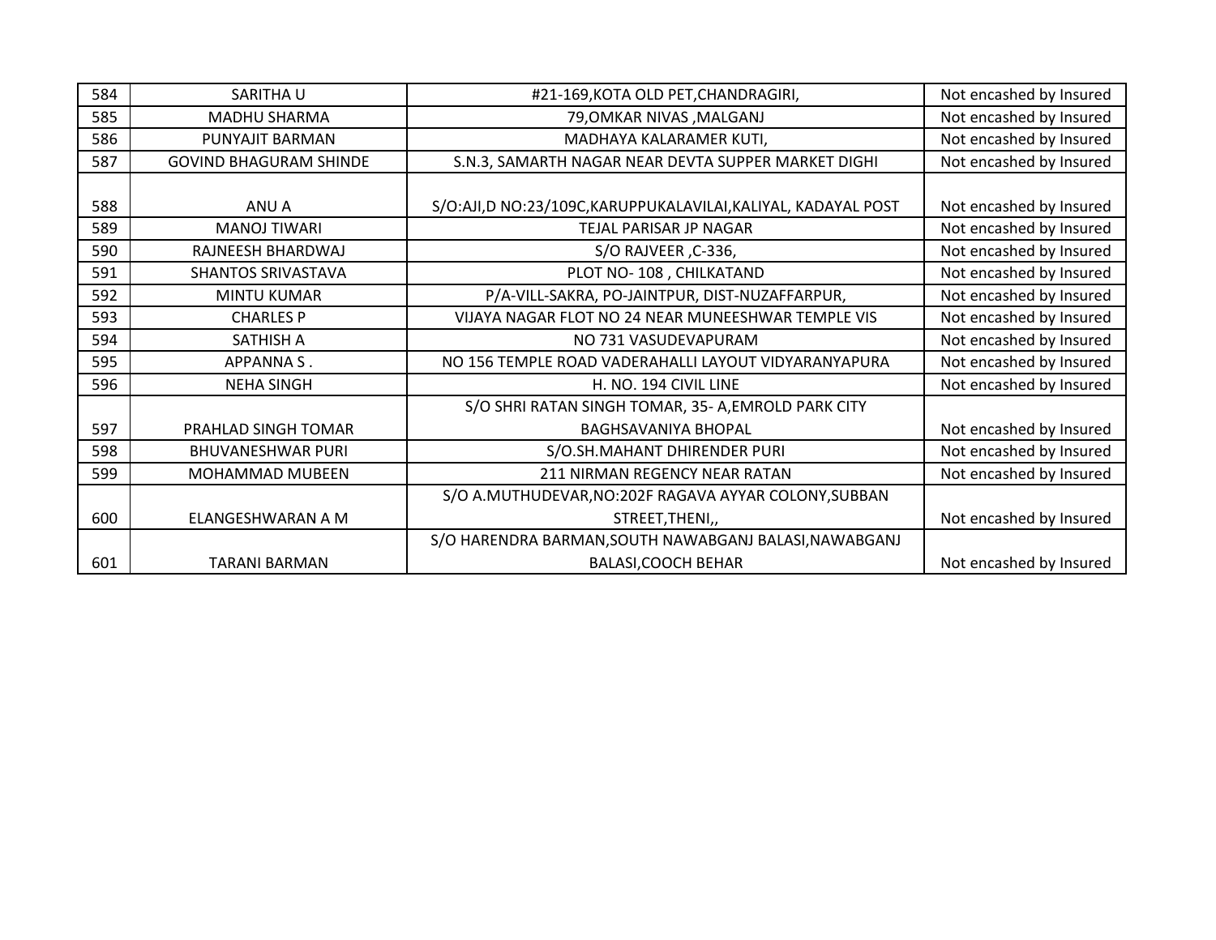| | | | |
|---|---|---|---|
| 584 | SARITHA U | #21-169,KOTA OLD PET,CHANDRAGIRI, | Not encashed by Insured |
| 585 | MADHU SHARMA | 79,OMKAR NIVAS ,MALGANJ | Not encashed by Insured |
| 586 | PUNYAJIT BARMAN | MADHAYA KALARAMER KUTI, | Not encashed by Insured |
| 587 | GOVIND BHAGURAM SHINDE | S.N.3, SAMARTH NAGAR NEAR DEVTA SUPPER MARKET DIGHI | Not encashed by Insured |
| 588 | ANU A | S/O:AJI,D NO:23/109C,KARUPPUKALAVILAI,KALIYAL, KADAYAL POST | Not encashed by Insured |
| 589 | MANOJ TIWARI | TEJAL PARISAR JP NAGAR | Not encashed by Insured |
| 590 | RAJNEESH BHARDWAJ | S/O RAJVEER ,C-336, | Not encashed by Insured |
| 591 | SHANTOS SRIVASTAVA | PLOT NO- 108 , CHILKATAND | Not encashed by Insured |
| 592 | MINTU KUMAR | P/A-VILL-SAKRA, PO-JAINTPUR, DIST-NUZAFFARPUR, | Not encashed by Insured |
| 593 | CHARLES P | VIJAYA NAGAR FLOT NO 24 NEAR MUNEESHWAR TEMPLE VIS | Not encashed by Insured |
| 594 | SATHISH A | NO 731 VASUDEVAPURAM | Not encashed by Insured |
| 595 | APPANNA S . | NO 156 TEMPLE ROAD VADERAHALLI LAYOUT VIDYARANYAPURA | Not encashed by Insured |
| 596 | NEHA SINGH | H. NO. 194 CIVIL LINE | Not encashed by Insured |
| 597 | PRAHLAD SINGH TOMAR | S/O SHRI RATAN SINGH TOMAR, 35- A,EMROLD PARK CITY BAGHSAVANIYA BHOPAL | Not encashed by Insured |
| 598 | BHUVANESHWAR PURI | S/O.SH.MAHANT DHIRENDER PURI | Not encashed by Insured |
| 599 | MOHAMMAD MUBEEN | 211 NIRMAN REGENCY NEAR RATAN | Not encashed by Insured |
| 600 | ELANGESHWARAN A M | S/O A.MUTHUDEVAR,NO:202F RAGAVA AYYAR COLONY,SUBBAN STREET,THENI,, | Not encashed by Insured |
| 601 | TARANI BARMAN | S/O HARENDRA BARMAN,SOUTH NAWABGANJ BALASI,NAWABGANJ BALASI,COOCH BEHAR | Not encashed by Insured |